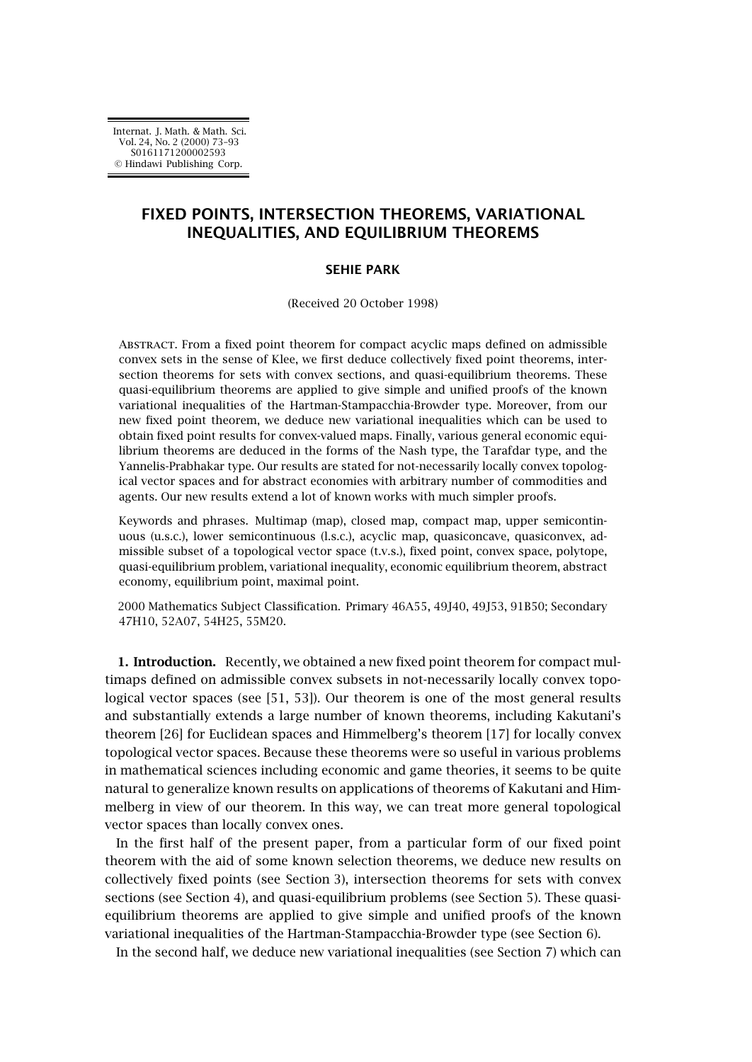# FIXED POINTS, INTERSECTION THEOREMS, VARIATIONAL INEQUALITIES, AND EQUILIBRIUM THEOREMS

**SEHIE PARK**

(Received 20 October 1998)

Abstract. From a fixed point theorem for compact acyclic maps defined on admissible convex sets in the sense of Klee, we first deduce collectively fixed point theorems, intersection theorems for sets with convex sections, and quasi-equilibrium theorems. These quasi-equilibrium theorems are applied to give simple and unified proofs of the known variational inequalities of the Hartman-Stampacchia-Browder type. Moreover, from our new fixed point theorem, we deduce new variational inequalities which can be used to obtain fixed point results for convex-valued maps. Finally, various general economic equilibrium theorems are deduced in the forms of the Nash type, the Tarafdar type, and the Yannelis-Prabhakar type. Our results are stated for not-necessarily locally convex topological vector spaces and for abstract economies with arbitrary number of commodities and agents. Our new results extend a lot of known works with much simpler proofs.

Keywords and phrases. Multimap (map), closed map, compact map, upper semicontinuous (u.s.c.), lower semicontinuous (l.s.c.), acyclic map, quasiconcave, quasiconvex, admissible subset of a topological vector space (t.v.s.), fixed point, convex space, polytope, quasi-equilibrium problem, variational inequality, economic equilibrium theorem, abstract economy, equilibrium point, maximal point.

2000 Mathematics Subject Classification. Primary 46A55, 49J40, 49J53, 91B50; Secondary 47H10, 52A07, 54H25, 55M20.

**1. Introduction.** Recently, we obtained a new fixed point theorem for compact multimaps defined on admissible convex subsets in not-necessarily locally convex topological vector spaces (see [51, 53]). Our theorem is one of the most general results and substantially extends a large number of known theorems, including Kakutani's theorem [26] for Euclidean spaces and Himmelberg's theorem [17] for locally convex topological vector spaces. Because these theorems were so useful in various problems in mathematical sciences including economic and game theories, it seems to be quite natural to generalize known results on applications of theorems of Kakutani and Himmelberg in view of our theorem. In this way, we can treat more general topological vector spaces than locally convex ones.

In the first half of the present paper, from a particular form of our fixed point theorem with the aid of some known selection theorems, we deduce new results on collectively fixed points (see Section 3), intersection theorems for sets with convex sections (see Section 4), and quasi-equilibrium problems (see Section 5). These quasi-equilibrium theorems are applied to give simple and unified proofs of the known variational inequalities of the Hartman-Stampacchia-Browder type (see Section 6).

In the second half, we deduce new variational inequalities (see Section 7) which can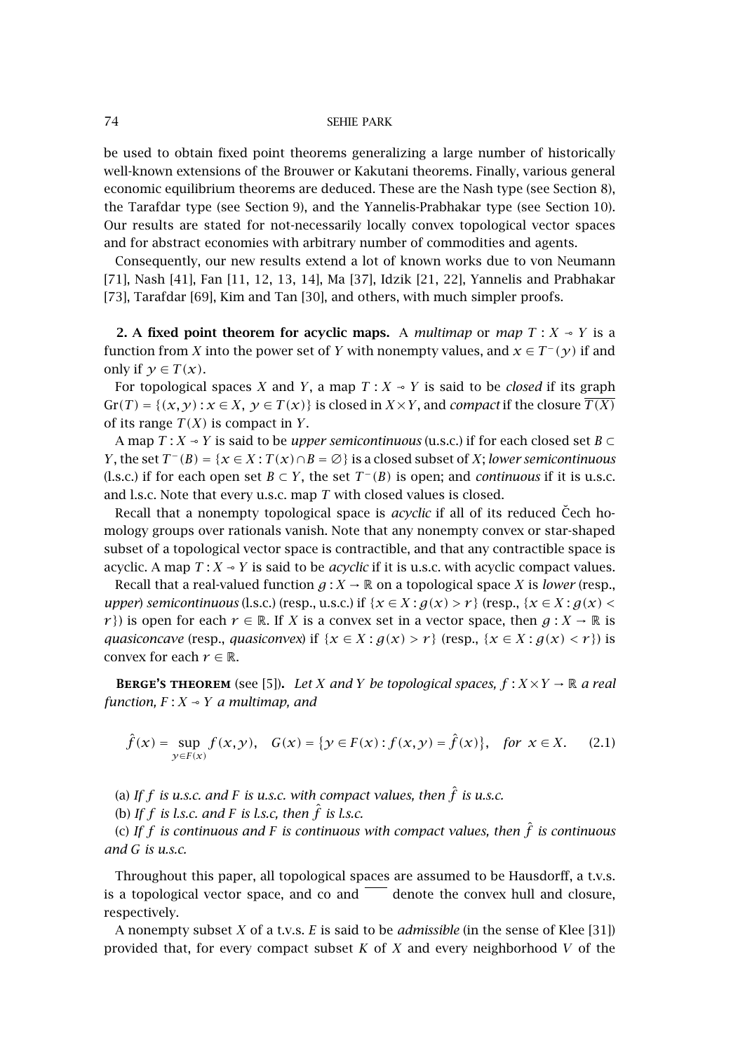be used to obtain fixed point theorems generalizing a large number of historically well-known extensions of the Brouwer or Kakutani theorems. Finally, various general economic equilibrium theorems are deduced. These are the Nash type (see Section 8), the Tarafdar type (see Section 9), and the Yannelis-Prabhakar type (see Section 10). Our results are stated for not-necessarily locally convex topological vector spaces and for abstract economies with arbitrary number of commodities and agents.

Consequently, our new results extend a lot of known works due to von Neumann [71], Nash [41], Fan [11, 12, 13, 14], Ma [37], Idzik [21, 22], Yannelis and Prabhakar [73], Tarafdar [69], Kim and Tan [30], and others, with much simpler proofs.

**2. A fixed point theorem for acyclic maps.** A *multimap* or *map* $T : X \multimap Y$ is a function from $X$ into the power set of $Y$ with nonempty values, and $x \in T^-(y)$ if and only if $y \in T(x)$.

For topological spaces $X$ and $Y$, a map $T : X \multimap Y$ is said to be *closed* if its graph $\text{Gr}(T) = \{(x,y) : x \in X,\ y \in T(x)\}$ is closed in $X \times Y$, and *compact* if the closure $\overline{T(X)}$ of its range $T(X)$ is compact in $Y$.

A map $T : X \multimap Y$ is said to be *upper semicontinuous* (u.s.c.) if for each closed set $B \subset Y$, the set $T^-(B) = \{x \in X : T(x) \cap B = \varnothing\}$ is a closed subset of $X$; *lower semicontinuous* (l.s.c.) if for each open set $B \subset Y$, the set $T^-(B)$ is open; and *continuous* if it is u.s.c. and l.s.c. Note that every u.s.c. map $T$ with closed values is closed.

Recall that a nonempty topological space is *acyclic* if all of its reduced Čech homology groups over rationals vanish. Note that any nonempty convex or star-shaped subset of a topological vector space is contractible, and that any contractible space is acyclic. A map $T : X \multimap Y$ is said to be *acyclic* if it is u.s.c. with acyclic compact values.

Recall that a real-valued function $g : X \to \mathbb{R}$ on a topological space $X$ is *lower* (resp., *upper*) *semicontinuous* (l.s.c.) (resp., u.s.c.) if $\{x \in X : g(x) > r\}$ (resp., $\{x \in X : g(x) < r\}$) is open for each $r \in \mathbb{R}$. If $X$ is a convex set in a vector space, then $g : X \to \mathbb{R}$ is *quasiconcave* (resp., *quasiconvex*) if $\{x \in X : g(x) > r\}$ (resp., $\{x \in X : g(x) < r\}$) is convex for each $r \in \mathbb{R}$.

**Berge's theorem** (see [5]). *Let $X$ and $Y$ be topological spaces, $f : X \times Y \to \mathbb{R}$ a real function, $F : X \multimap Y$ a multimap, and*

$$\hat{f}(x) = \sup_{y \in F(x)} f(x,y), \quad G(x) = \{y \in F(x) : f(x,y) = \hat{f}(x)\}, \quad \textit{for } x \in X. \tag{2.1}$$

(a) *If $f$ is u.s.c. and $F$ is u.s.c. with compact values, then $\hat{f}$ is u.s.c.*

(b) *If $f$ is l.s.c. and $F$ is l.s.c, then $\hat{f}$ is l.s.c.*

(c) *If $f$ is continuous and $F$ is continuous with compact values, then $\hat{f}$ is continuous and $G$ is u.s.c.*

Throughout this paper, all topological spaces are assumed to be Hausdorff, a t.v.s. is a topological vector space, and co and $\overline{\phantom{xx}}$ denote the convex hull and closure, respectively.

A nonempty subset $X$ of a t.v.s. $E$ is said to be *admissible* (in the sense of Klee [31]) provided that, for every compact subset $K$ of $X$ and every neighborhood $V$ of the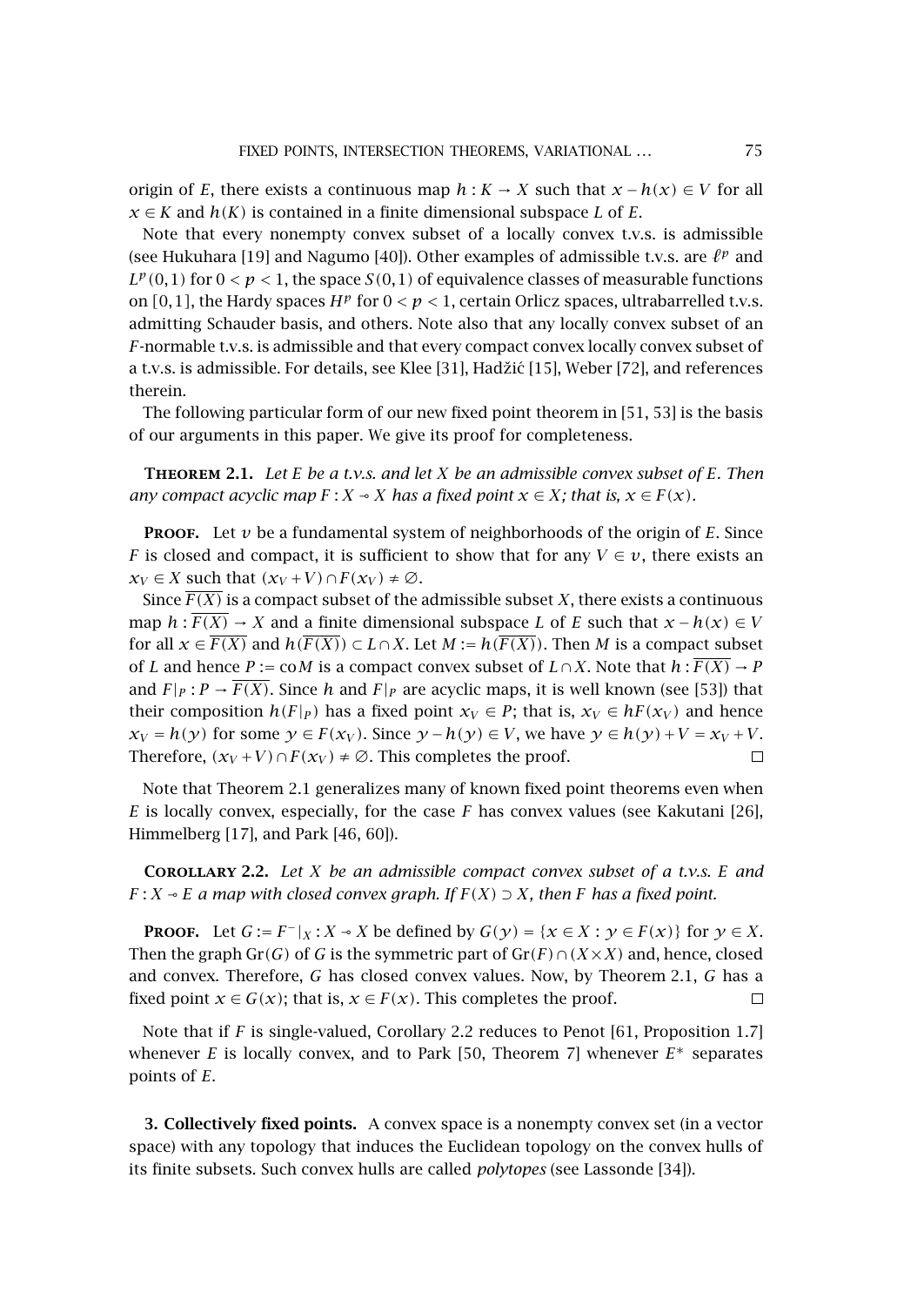origin of $E$, there exists a continuous map $h : K \to X$ such that $x - h(x) \in V$ for all $x \in K$ and $h(K)$ is contained in a finite dimensional subspace $L$ of $E$.

Note that every nonempty convex subset of a locally convex t.v.s. is admissible (see Hukuhara [19] and Nagumo [40]). Other examples of admissible t.v.s. are $\ell^p$ and $L^p(0,1)$ for $0 < p < 1$, the space $S(0,1)$ of equivalence classes of measurable functions on $[0,1]$, the Hardy spaces $H^p$ for $0 < p < 1$, certain Orlicz spaces, ultrabarrelled t.v.s. admitting Schauder basis, and others. Note also that any locally convex subset of an $F$-normable t.v.s. is admissible and that every compact convex locally convex subset of a t.v.s. is admissible. For details, see Klee [31], Hadžić [15], Weber [72], and references therein.

The following particular form of our new fixed point theorem in [51, 53] is the basis of our arguments in this paper. We give its proof for completeness.

**Theorem 2.1.** *Let $E$ be a t.v.s. and let $X$ be an admissible convex subset of $E$. Then any compact acyclic map $F : X \multimap X$ has a fixed point $x \in X$; that is, $x \in F(x)$.*

**Proof.** Let $\nu$ be a fundamental system of neighborhoods of the origin of $E$. Since $F$ is closed and compact, it is sufficient to show that for any $V \in \nu$, there exists an $x_V \in X$ such that $(x_V + V) \cap F(x_V) \neq \emptyset$.

Since $\overline{F(X)}$ is a compact subset of the admissible subset $X$, there exists a continuous map $h : \overline{F(X)} \to X$ and a finite dimensional subspace $L$ of $E$ such that $x - h(x) \in V$ for all $x \in \overline{F(X)}$ and $h(\overline{F(X)}) \subset L \cap X$. Let $M := h(\overline{F(X)})$. Then $M$ is a compact subset of $L$ and hence $P := \operatorname{co} M$ is a compact convex subset of $L \cap X$. Note that $h : \overline{F(X)} \to P$ and $F|_P : P \multimap \overline{F(X)}$. Since $h$ and $F|_P$ are acyclic maps, it is well known (see [53]) that their composition $h(F|_P)$ has a fixed point $x_V \in P$; that is, $x_V \in hF(x_V)$ and hence $x_V = h(y)$ for some $y \in F(x_V)$. Since $y - h(y) \in V$, we have $y \in h(y) + V = x_V + V$. Therefore, $(x_V + V) \cap F(x_V) \neq \emptyset$. This completes the proof. $\square$

Note that Theorem 2.1 generalizes many of known fixed point theorems even when $E$ is locally convex, especially, for the case $F$ has convex values (see Kakutani [26], Himmelberg [17], and Park [46, 60]).

**Corollary 2.2.** *Let $X$ be an admissible compact convex subset of a t.v.s. $E$ and $F : X \multimap E$ a map with closed convex graph. If $F(X) \supset X$, then $F$ has a fixed point.*

**Proof.** Let $G := F^-|_X : X \multimap X$ be defined by $G(y) = \{x \in X : y \in F(x)\}$ for $y \in X$. Then the graph $\operatorname{Gr}(G)$ of $G$ is the symmetric part of $\operatorname{Gr}(F) \cap (X \times X)$ and, hence, closed and convex. Therefore, $G$ has closed convex values. Now, by Theorem 2.1, $G$ has a fixed point $x \in G(x)$; that is, $x \in F(x)$. This completes the proof. $\square$

Note that if $F$ is single-valued, Corollary 2.2 reduces to Penot [61, Proposition 1.7] whenever $E$ is locally convex, and to Park [50, Theorem 7] whenever $E^*$ separates points of $E$.

## 3. Collectively fixed points.

A convex space is a nonempty convex set (in a vector space) with any topology that induces the Euclidean topology on the convex hulls of its finite subsets. Such convex hulls are called *polytopes* (see Lassonde [34]).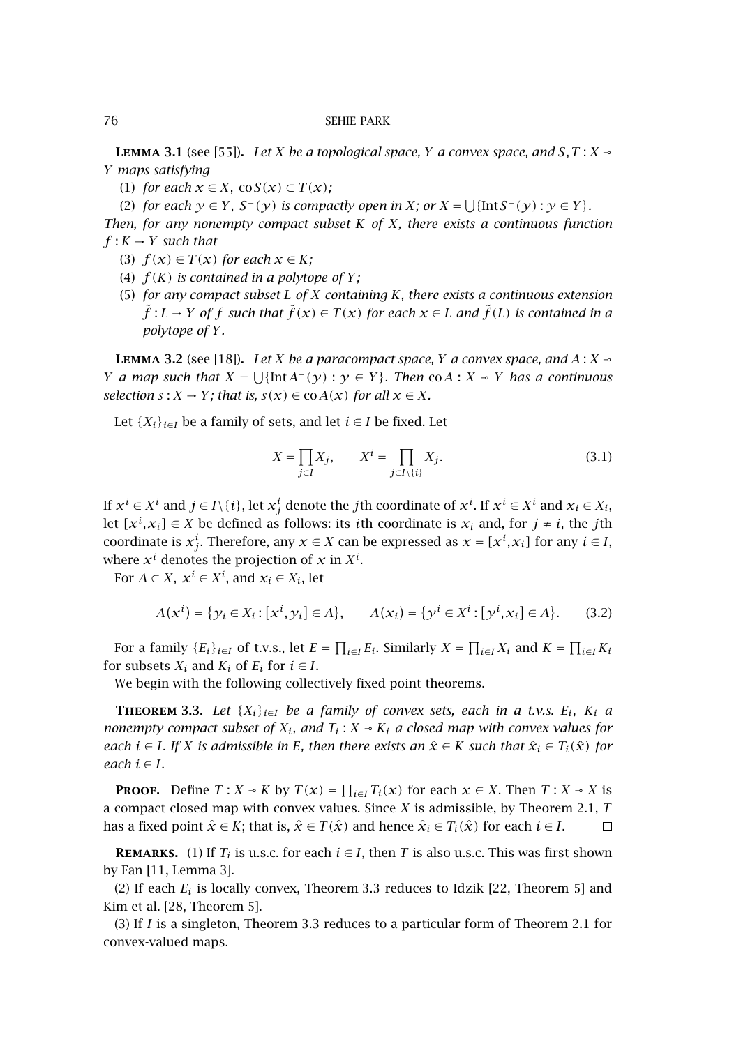**Lemma 3.1** (see [55]). *Let $X$ be a topological space, $Y$ a convex space, and $S,T : X \multimap Y$ maps satisfying*

(1) *for each $x \in X$, $\operatorname{co} S(x) \subset T(x)$;*

(2) *for each $y \in Y$, $S^-(y)$ is compactly open in $X$; or $X = \bigcup\{\operatorname{Int} S^-(y) : y \in Y\}$.*

*Then, for any nonempty compact subset $K$ of $X$, there exists a continuous function $f : K \to Y$ such that*

(3) *$f(x) \in T(x)$ for each $x \in K$;*

(4) *$f(K)$ is contained in a polytope of $Y$;*

(5) *for any compact subset $L$ of $X$ containing $K$, there exists a continuous extension $\tilde{f} : L \to Y$ of $f$ such that $\tilde{f}(x) \in T(x)$ for each $x \in L$ and $\tilde{f}(L)$ is contained in a polytope of $Y$.*

**Lemma 3.2** (see [18]). *Let $X$ be a paracompact space, $Y$ a convex space, and $A : X \multimap Y$ a map such that $X = \bigcup\{\operatorname{Int} A^-(y) : y \in Y\}$. Then $\operatorname{co} A : X \multimap Y$ has a continuous selection $s : X \to Y$; that is, $s(x) \in \operatorname{co} A(x)$ for all $x \in X$.*

Let $\{X_i\}_{i\in I}$ be a family of sets, and let $i \in I$ be fixed. Let

$$X = \prod_{j\in I} X_j, \qquad X^i = \prod_{j\in I\setminus\{i\}} X_j. \tag{3.1}$$

If $x^i \in X^i$ and $j \in I\setminus\{i\}$, let $x^i_j$ denote the $j$th coordinate of $x^i$. If $x^i \in X^i$ and $x_i \in X_i$, let $[x^i, x_i] \in X$ be defined as follows: its $i$th coordinate is $x_i$ and, for $j \neq i$, the $j$th coordinate is $x^i_j$. Therefore, any $x \in X$ can be expressed as $x = [x^i, x_i]$ for any $i \in I$, where $x^i$ denotes the projection of $x$ in $X^i$.

For $A \subset X$, $x^i \in X^i$, and $x_i \in X_i$, let

$$A(x^i) = \{y_i \in X_i : [x^i, y_i] \in A\}, \qquad A(x_i) = \{y^i \in X^i : [y^i, x_i] \in A\}. \tag{3.2}$$

For a family $\{E_i\}_{i\in I}$ of t.v.s., let $E = \prod_{i\in I} E_i$. Similarly $X = \prod_{i\in I} X_i$ and $K = \prod_{i\in I} K_i$ for subsets $X_i$ and $K_i$ of $E_i$ for $i \in I$.

We begin with the following collectively fixed point theorems.

**Theorem 3.3.** *Let $\{X_i\}_{i\in I}$ be a family of convex sets, each in a t.v.s. $E_i$, $K_i$ a nonempty compact subset of $X_i$, and $T_i : X \multimap K_i$ a closed map with convex values for each $i \in I$. If $X$ is admissible in $E$, then there exists an $\hat{x} \in K$ such that $\hat{x}_i \in T_i(\hat{x})$ for each $i \in I$.*

**Proof.** Define $T : X \multimap K$ by $T(x) = \prod_{i\in I} T_i(x)$ for each $x \in X$. Then $T : X \multimap X$ is a compact closed map with convex values. Since $X$ is admissible, by Theorem 2.1, $T$ has a fixed point $\hat{x} \in K$; that is, $\hat{x} \in T(\hat{x})$ and hence $\hat{x}_i \in T_i(\hat{x})$ for each $i \in I$. □

**Remarks.** (1) If $T_i$ is u.s.c. for each $i \in I$, then $T$ is also u.s.c. This was first shown by Fan [11, Lemma 3].

(2) If each $E_i$ is locally convex, Theorem 3.3 reduces to Idzik [22, Theorem 5] and Kim et al. [28, Theorem 5].

(3) If $I$ is a singleton, Theorem 3.3 reduces to a particular form of Theorem 2.1 for convex-valued maps.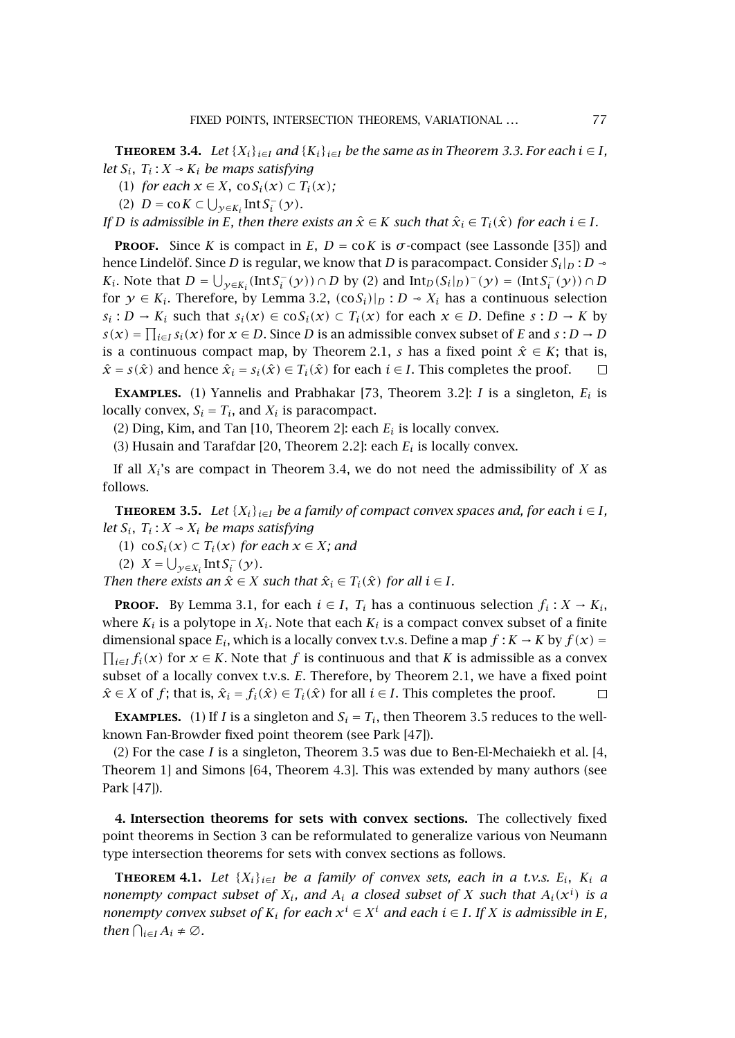**Theorem 3.4.** *Let $\{X_i\}_{i\in I}$ and $\{K_i\}_{i\in I}$ be the same as in Theorem 3.3. For each $i \in I$, let $S_i$, $T_i : X \multimap K_i$ be maps satisfying*

(1) *for each $x \in X$, $\operatorname{co} S_i(x) \subset T_i(x)$;*

(2) *$D = \operatorname{co} K \subset \bigcup_{y \in K_i} \operatorname{Int} S_i^-(y)$.*

*If $D$ is admissible in $E$, then there exists an $\hat{x} \in K$ such that $\hat{x}_i \in T_i(\hat{x})$ for each $i \in I$.*

**Proof.** Since $K$ is compact in $E$, $D = \operatorname{co} K$ is $\sigma$-compact (see Lassonde [35]) and hence Lindelöf. Since $D$ is regular, we know that $D$ is paracompact. Consider $S_i|_D : D \multimap K_i$. Note that $D = \bigcup_{y\in K_i}(\operatorname{Int} S_i^-(y)) \cap D$ by (2) and $\operatorname{Int}_D(S_i|_D)^-(y) = (\operatorname{Int} S_i^-(y)) \cap D$ for $y \in K_i$. Therefore, by Lemma 3.2, $(\operatorname{co} S_i)|_D : D \multimap X_i$ has a continuous selection $s_i : D \to K_i$ such that $s_i(x) \in \operatorname{co} S_i(x) \subset T_i(x)$ for each $x \in D$. Define $s : D \to K$ by $s(x) = \prod_{i\in I} s_i(x)$ for $x \in D$. Since $D$ is an admissible convex subset of $E$ and $s : D \to D$ is a continuous compact map, by Theorem 2.1, $s$ has a fixed point $\hat{x} \in K$; that is, $\hat{x} = s(\hat{x})$ and hence $\hat{x}_i = s_i(\hat{x}) \in T_i(\hat{x})$ for each $i \in I$. This completes the proof. $\square$

**Examples.** (1) Yannelis and Prabhakar [73, Theorem 3.2]: $I$ is a singleton, $E_i$ is locally convex, $S_i = T_i$, and $X_i$ is paracompact.

(2) Ding, Kim, and Tan [10, Theorem 2]: each $E_i$ is locally convex.

(3) Husain and Tarafdar [20, Theorem 2.2]: each $E_i$ is locally convex.

If all $X_i$'s are compact in Theorem 3.4, we do not need the admissibility of $X$ as follows.

**Theorem 3.5.** *Let $\{X_i\}_{i\in I}$ be a family of compact convex spaces and, for each $i \in I$, let $S_i$, $T_i : X \multimap X_i$ be maps satisfying*

(1) *$\operatorname{co} S_i(x) \subset T_i(x)$ for each $x \in X$; and*

(2) *$X = \bigcup_{y\in X_i} \operatorname{Int} S_i^-(y)$.*

*Then there exists an $\hat{x} \in X$ such that $\hat{x}_i \in T_i(\hat{x})$ for all $i \in I$.*

**Proof.** By Lemma 3.1, for each $i \in I$, $T_i$ has a continuous selection $f_i : X \to K_i$, where $K_i$ is a polytope in $X_i$. Note that each $K_i$ is a compact convex subset of a finite dimensional space $E_i$, which is a locally convex t.v.s. Define a map $f : K \to K$ by $f(x) = \prod_{i\in I} f_i(x)$ for $x \in K$. Note that $f$ is continuous and that $K$ is admissible as a convex subset of a locally convex t.v.s. $E$. Therefore, by Theorem 2.1, we have a fixed point $\hat{x} \in X$ of $f$; that is, $\hat{x}_i = f_i(\hat{x}) \in T_i(\hat{x})$ for all $i \in I$. This completes the proof. $\square$

**Examples.** (1) If $I$ is a singleton and $S_i = T_i$, then Theorem 3.5 reduces to the well-known Fan-Browder fixed point theorem (see Park [47]).

(2) For the case $I$ is a singleton, Theorem 3.5 was due to Ben-El-Mechaiekh et al. [4, Theorem 1] and Simons [64, Theorem 4.3]. This was extended by many authors (see Park [47]).

## 4. Intersection theorems for sets with convex sections.

The collectively fixed point theorems in Section 3 can be reformulated to generalize various von Neumann type intersection theorems for sets with convex sections as follows.

**Theorem 4.1.** *Let $\{X_i\}_{i\in I}$ be a family of convex sets, each in a t.v.s. $E_i$, $K_i$ a nonempty compact subset of $X_i$, and $A_i$ a closed subset of $X$ such that $A_i(x^i)$ is a nonempty convex subset of $K_i$ for each $x^i \in X^i$ and each $i \in I$. If $X$ is admissible in $E$, then $\bigcap_{i\in I} A_i \neq \emptyset$.*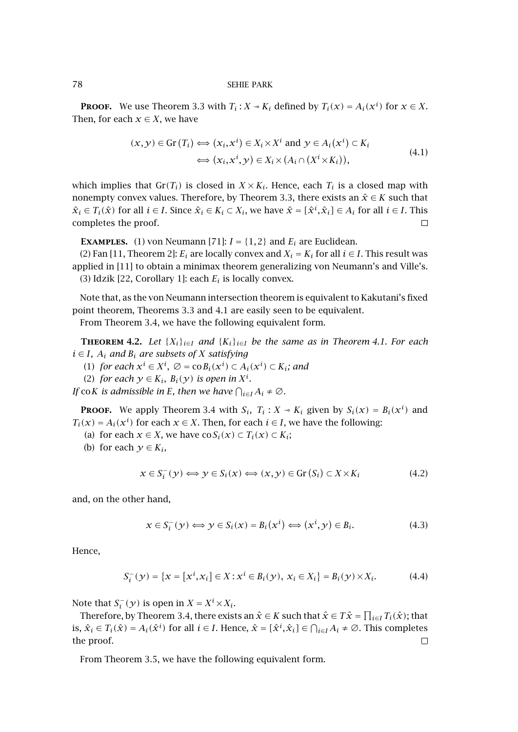**Proof.** We use Theorem 3.3 with $T_i : X \multimap K_i$ defined by $T_i(x) = A_i(x^i)$ for $x \in X$. Then, for each $x \in X$, we have

$$
\begin{aligned}
(x, y) \in \operatorname{Gr}(T_i) &\iff (x_i, x^i) \in X_i \times X^i \text{ and } y \in A_i(x^i) \subset K_i \\
&\iff (x_i, x^i, y) \in X_i \times (A_i \cap (X^i \times K_i)),
\end{aligned}
\tag{4.1}
$$

which implies that $\operatorname{Gr}(T_i)$ is closed in $X \times K_i$. Hence, each $T_i$ is a closed map with nonempty convex values. Therefore, by Theorem 3.3, there exists an $\hat{x} \in K$ such that $\hat{x}_i \in T_i(\hat{x})$ for all $i \in I$. Since $\hat{x}_i \in K_i \subset X_i$, we have $\hat{x} = [\hat{x}^i, \hat{x}_i] \in A_i$ for all $i \in I$. This completes the proof. $\square$

**Examples.** (1) von Neumann [71]: $I = \{1, 2\}$ and $E_i$ are Euclidean.

(2) Fan [11, Theorem 2]: $E_i$ are locally convex and $X_i = K_i$ for all $i \in I$. This result was applied in [11] to obtain a minimax theorem generalizing von Neumann's and Ville's.

(3) Idzik [22, Corollary 1]: each $E_i$ is locally convex.

Note that, as the von Neumann intersection theorem is equivalent to Kakutani's fixed point theorem, Theorems 3.3 and 4.1 are easily seen to be equivalent.

From Theorem 3.4, we have the following equivalent form.

**Theorem 4.2.** *Let $\{X_i\}_{i \in I}$ and $\{K_i\}_{i \in I}$ be the same as in Theorem 4.1. For each $i \in I$, $A_i$ and $B_i$ are subsets of $X$ satisfying*

(1) *for each $x^i \in X^i$, $\varnothing = \operatorname{co} B_i(x^i) \subset A_i(x^i) \subset K_i$; and*

(2) *for each $y \in K_i$, $B_i(y)$ is open in $X^i$.*

*If $\operatorname{co} K$ is admissible in $E$, then we have $\bigcap_{i \in I} A_i \neq \varnothing$.*

**Proof.** We apply Theorem 3.4 with $S_i$, $T_i : X \multimap K_i$ given by $S_i(x) = B_i(x^i)$ and $T_i(x) = A_i(x^i)$ for each $x \in X$. Then, for each $i \in I$, we have the following:

(a) for each $x \in X$, we have $\operatorname{co} S_i(x) \subset T_i(x) \subset K_i$;

(b) for each $y \in K_i$,

$$
x \in S_i^-(y) \iff y \in S_i(x) \iff (x, y) \in \operatorname{Gr}(S_i) \subset X \times K_i \tag{4.2}
$$

and, on the other hand,

$$
x \in S_i^-(y) \iff y \in S_i(x) = B_i(x^i) \iff (x^i, y) \in B_i. \tag{4.3}
$$

Hence,

$$
S_i^-(y) = \{x = [x^i, x_i] \in X : x^i \in B_i(y),\ x_i \in X_i\} = B_i(y) \times X_i. \tag{4.4}
$$

Note that $S_i^-(y)$ is open in $X = X^i \times X_i$.

Therefore, by Theorem 3.4, there exists an $\hat{x} \in K$ such that $\hat{x} \in T\hat{x} = \prod_{i \in I} T_i(\hat{x})$; that is, $\hat{x}_i \in T_i(\hat{x}) = A_i(\hat{x}^i)$ for all $i \in I$. Hence, $\hat{x} = [\hat{x}^i, \hat{x}_i] \in \bigcap_{i \in I} A_i \neq \varnothing$. This completes the proof. $\square$

From Theorem 3.5, we have the following equivalent form.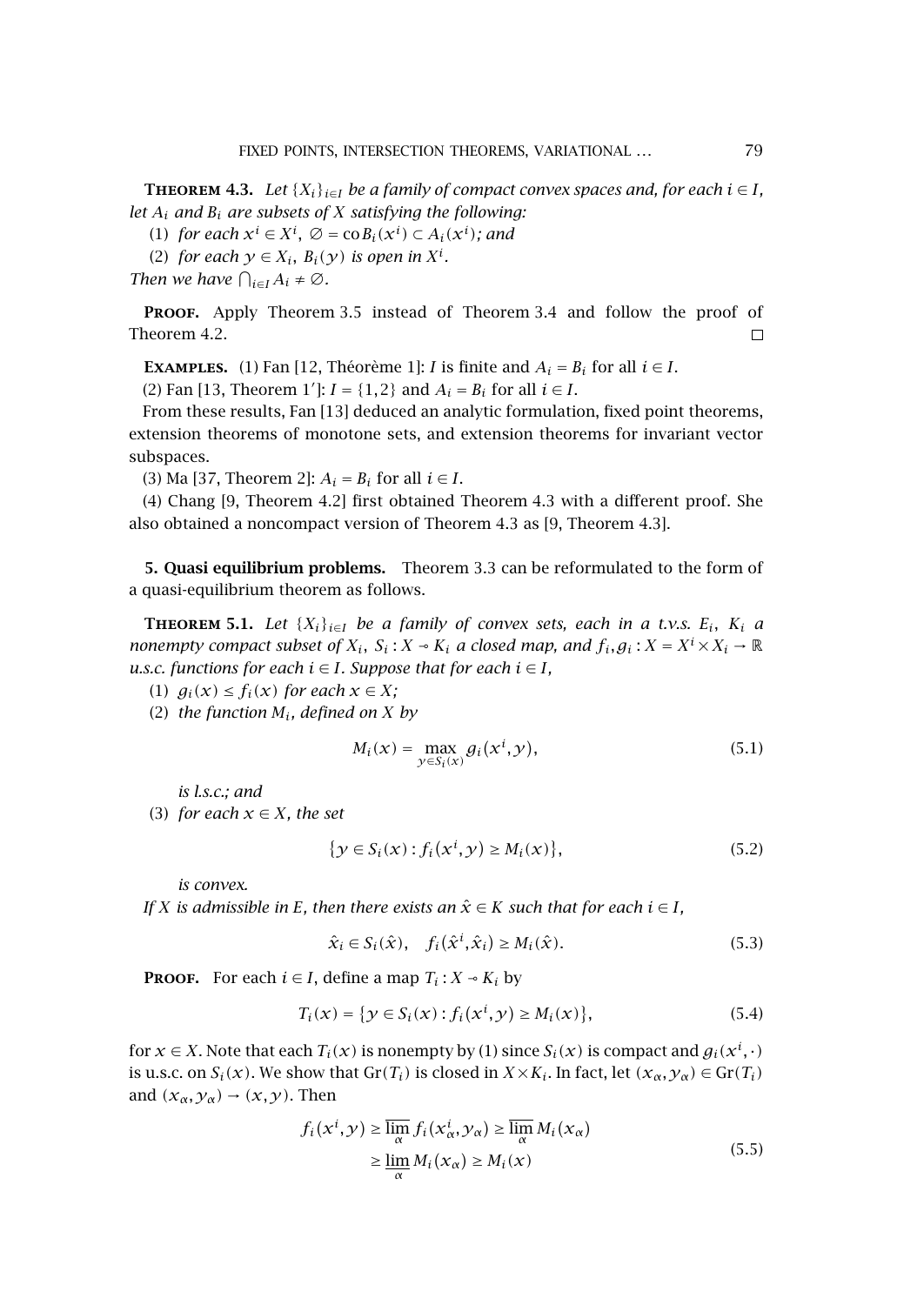**Theorem 4.3.** *Let $\{X_i\}_{i\in I}$ be a family of compact convex spaces and, for each $i \in I$, let $A_i$ and $B_i$ are subsets of $X$ satisfying the following:*

(1) *for each $x^i \in X^i$, $\emptyset = \operatorname{co} B_i(x^i) \subset A_i(x^i)$; and*

(2) *for each $y \in X_i$, $B_i(y)$ is open in $X^i$.*

*Then we have $\bigcap_{i\in I} A_i \neq \emptyset$.*

**Proof.** Apply Theorem 3.5 instead of Theorem 3.4 and follow the proof of Theorem 4.2. $\square$

**Examples.** (1) Fan [12, Théorème 1]: $I$ is finite and $A_i = B_i$ for all $i \in I$.

(2) Fan [13, Theorem 1′]: $I = \{1,2\}$ and $A_i = B_i$ for all $i \in I$.

From these results, Fan [13] deduced an analytic formulation, fixed point theorems, extension theorems of monotone sets, and extension theorems for invariant vector subspaces.

(3) Ma [37, Theorem 2]: $A_i = B_i$ for all $i \in I$.

(4) Chang [9, Theorem 4.2] first obtained Theorem 4.3 with a different proof. She also obtained a noncompact version of Theorem 4.3 as [9, Theorem 4.3].

## 5. Quasi equilibrium problems.

Theorem 3.3 can be reformulated to the form of a quasi-equilibrium theorem as follows.

**Theorem 5.1.** *Let $\{X_i\}_{i\in I}$ be a family of convex sets, each in a t.v.s. $E_i$, $K_i$ a nonempty compact subset of $X_i$, $S_i : X \multimap K_i$ a closed map, and $f_i, g_i : X = X^i \times X_i \to \mathbb{R}$ u.s.c. functions for each $i \in I$. Suppose that for each $i \in I$,*

(1) *$g_i(x) \le f_i(x)$ for each $x \in X$;*

(2) *the function $M_i$, defined on $X$ by*

$$M_i(x) = \max_{y\in S_i(x)} g_i(x^i, y), \tag{5.1}$$

*is l.s.c.; and*

(3) *for each $x \in X$, the set*

$$\{y \in S_i(x) : f_i(x^i, y) \ge M_i(x)\}, \tag{5.2}$$

*is convex.*

*If $X$ is admissible in $E$, then there exists an $\hat{x} \in K$ such that for each $i \in I$,*

$$\hat{x}_i \in S_i(\hat{x}), \quad f_i(\hat{x}^i, \hat{x}_i) \ge M_i(\hat{x}). \tag{5.3}$$

**Proof.** For each $i \in I$, define a map $T_i : X \multimap K_i$ by

$$T_i(x) = \{y \in S_i(x) : f_i(x^i, y) \ge M_i(x)\}, \tag{5.4}$$

for $x \in X$. Note that each $T_i(x)$ is nonempty by (1) since $S_i(x)$ is compact and $g_i(x^i, \cdot)$ is u.s.c. on $S_i(x)$. We show that $\operatorname{Gr}(T_i)$ is closed in $X \times K_i$. In fact, let $(x_\alpha, y_\alpha) \in \operatorname{Gr}(T_i)$ and $(x_\alpha, y_\alpha) \to (x, y)$. Then

$$\begin{aligned} f_i(x^i, y) &\ge \overline{\lim_\alpha}\, f_i(x_\alpha^i, y_\alpha) \ge \overline{\lim_\alpha}\, M_i(x_\alpha) \\ &\ge \underline{\lim_\alpha}\, M_i(x_\alpha) \ge M_i(x) \end{aligned} \tag{5.5}$$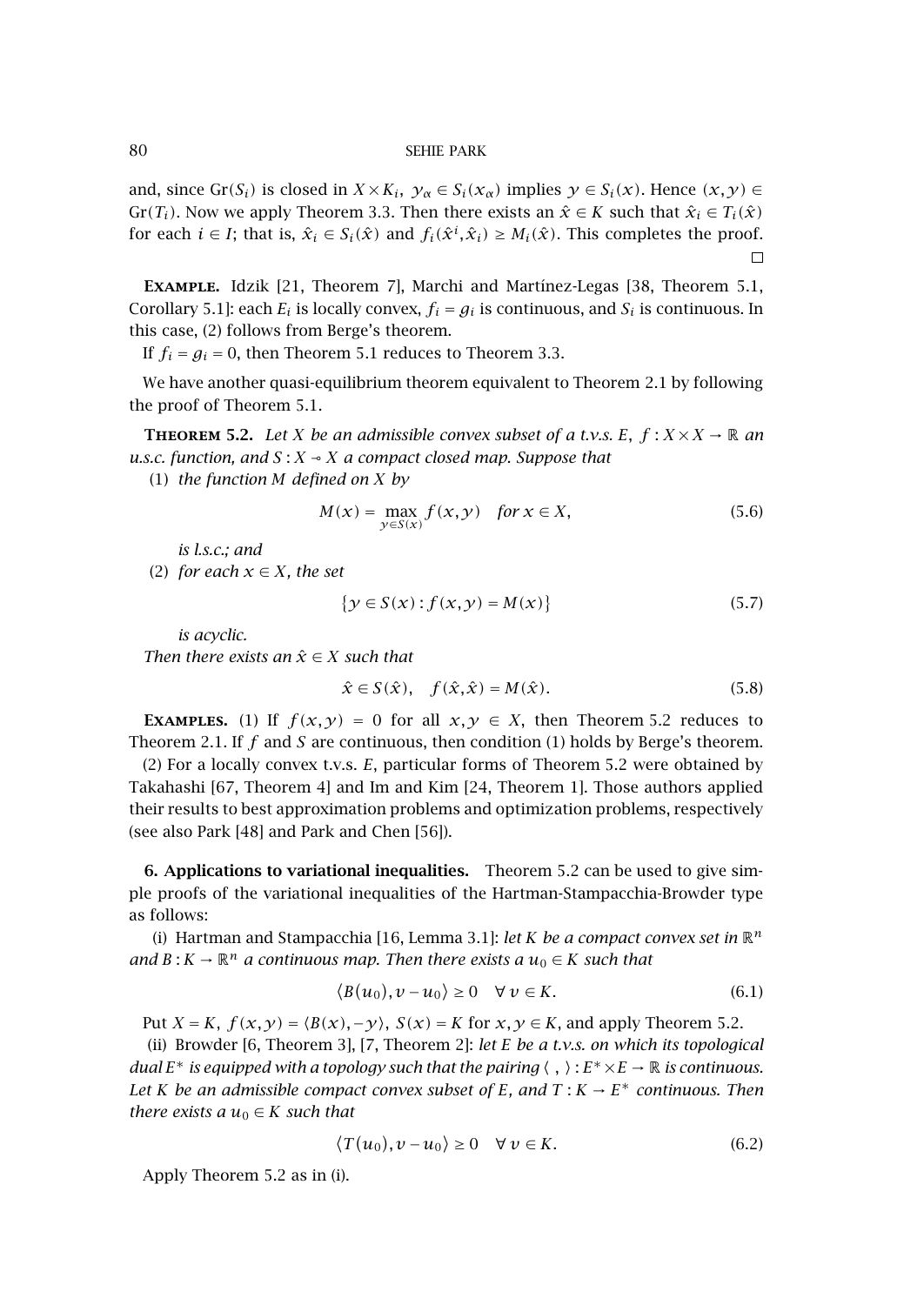and, since $\mathrm{Gr}(S_i)$ is closed in $X \times K_i$, $y_\alpha \in S_i(x_\alpha)$ implies $y \in S_i(x)$. Hence $(x, y) \in \mathrm{Gr}(T_i)$. Now we apply Theorem 3.3. Then there exists an $\hat{x} \in K$ such that $\hat{x}_i \in T_i(\hat{x})$ for each $i \in I$; that is, $\hat{x}_i \in S_i(\hat{x})$ and $f_i(\hat{x}^i, \hat{x}_i) \geq M_i(\hat{x})$. This completes the proof. □

**Example.** Idzik [21, Theorem 7], Marchi and Martínez-Legas [38, Theorem 5.1, Corollary 5.1]: each $E_i$ is locally convex, $f_i = g_i$ is continuous, and $S_i$ is continuous. In this case, (2) follows from Berge's theorem.

If $f_i = g_i = 0$, then Theorem 5.1 reduces to Theorem 3.3.

We have another quasi-equilibrium theorem equivalent to Theorem 2.1 by following the proof of Theorem 5.1.

**Theorem 5.2.** *Let $X$ be an admissible convex subset of a t.v.s. $E$, $f : X \times X \to \mathbb{R}$ an u.s.c. function, and $S : X \multimap X$ a compact closed map. Suppose that*

(1) *the function $M$ defined on $X$ by*

$$M(x) = \max_{y \in S(x)} f(x, y) \quad \text{for } x \in X, \tag{5.6}$$

*is l.s.c.; and*

(2) *for each $x \in X$, the set*

$$\{y \in S(x) : f(x, y) = M(x)\} \tag{5.7}$$

*is acyclic.*

*Then there exists an $\hat{x} \in X$ such that*

$$\hat{x} \in S(\hat{x}), \quad f(\hat{x}, \hat{x}) = M(\hat{x}). \tag{5.8}$$

**Examples.** (1) If $f(x, y) = 0$ for all $x, y \in X$, then Theorem 5.2 reduces to Theorem 2.1. If $f$ and $S$ are continuous, then condition (1) holds by Berge's theorem.

(2) For a locally convex t.v.s. $E$, particular forms of Theorem 5.2 were obtained by Takahashi [67, Theorem 4] and Im and Kim [24, Theorem 1]. Those authors applied their results to best approximation problems and optimization problems, respectively (see also Park [48] and Park and Chen [56]).

## 6. Applications to variational inequalities.

Theorem 5.2 can be used to give simple proofs of the variational inequalities of the Hartman-Stampacchia-Browder type as follows:

(i) Hartman and Stampacchia [16, Lemma 3.1]: *let $K$ be a compact convex set in $\mathbb{R}^n$ and $B : K \to \mathbb{R}^n$ a continuous map. Then there exists a $u_0 \in K$ such that*

$$\langle B(u_0), v - u_0 \rangle \geq 0 \quad \forall v \in K. \tag{6.1}$$

Put $X = K$, $f(x, y) = \langle B(x), -y \rangle$, $S(x) = K$ for $x, y \in K$, and apply Theorem 5.2.

(ii) Browder [6, Theorem 3], [7, Theorem 2]: *let $E$ be a t.v.s. on which its topological dual $E^*$ is equipped with a topology such that the pairing $\langle\ ,\ \rangle : E^* \times E \to \mathbb{R}$ is continuous. Let $K$ be an admissible compact convex subset of $E$, and $T : K \to E^*$ continuous. Then there exists a $u_0 \in K$ such that*

$$\langle T(u_0), v - u_0 \rangle \geq 0 \quad \forall v \in K. \tag{6.2}$$

Apply Theorem 5.2 as in (i).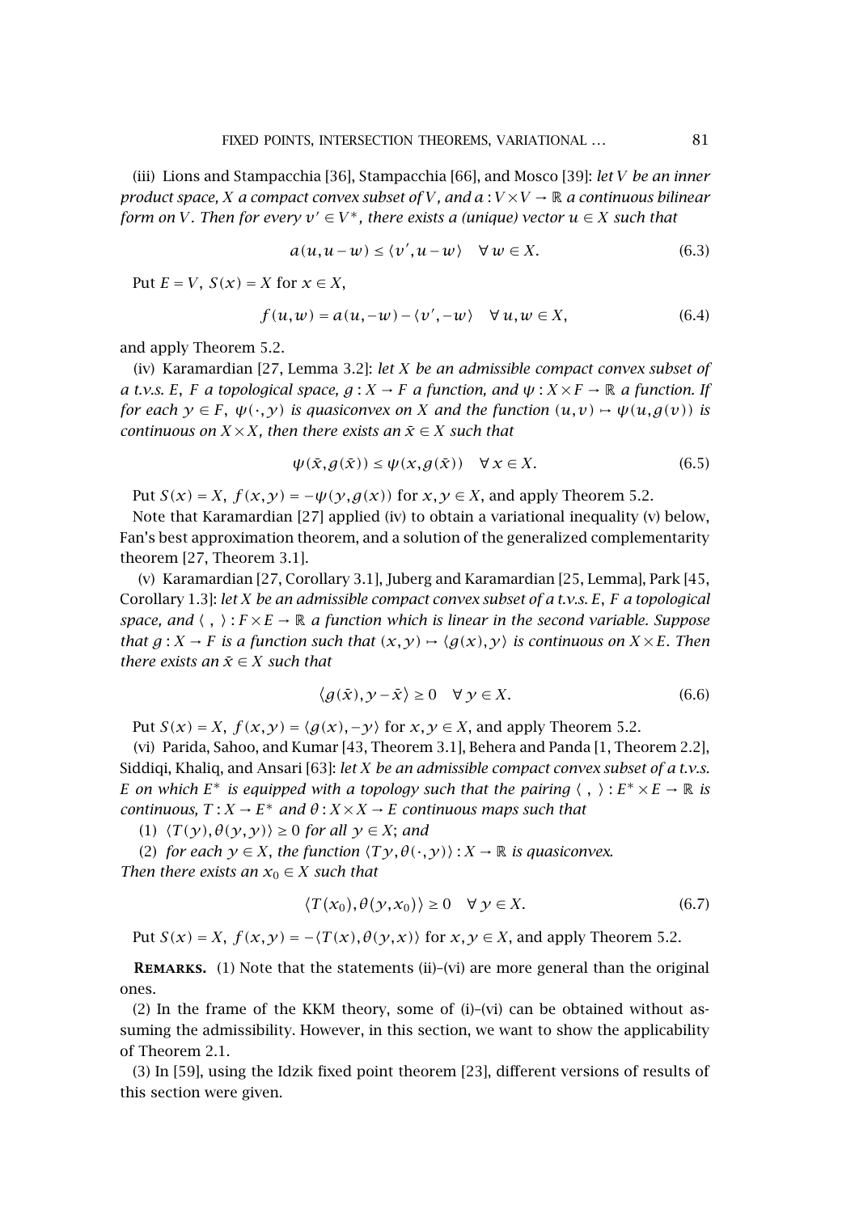(iii) Lions and Stampacchia [36], Stampacchia [66], and Mosco [39]: *let $V$ be an inner product space, $X$ a compact convex subset of $V$, and $a : V \times V \to \mathbb{R}$ a continuous bilinear form on $V$. Then for every $v' \in V^*$, there exists a (unique) vector $u \in X$ such that*

$$a(u, u - w) \le \langle v', u - w \rangle \quad \forall\, w \in X. \tag{6.3}$$

Put $E = V$, $S(x) = X$ for $x \in X$,

$$f(u, w) = a(u, -w) - \langle v', -w \rangle \quad \forall\, u, w \in X, \tag{6.4}$$

and apply Theorem 5.2.

(iv) Karamardian [27, Lemma 3.2]: *let $X$ be an admissible compact convex subset of a t.v.s. $E$, $F$ a topological space, $g : X \to F$ a function, and $\psi : X \times F \to \mathbb{R}$ a function. If for each $y \in F$, $\psi(\cdot, y)$ is quasiconvex on $X$ and the function $(u, v) \mapsto \psi(u, g(v))$ is continuous on $X \times X$, then there exists an $\bar{x} \in X$ such that*

$$\psi(\bar{x}, g(\bar{x})) \le \psi(x, g(\bar{x})) \quad \forall\, x \in X. \tag{6.5}$$

Put $S(x) = X$, $f(x, y) = -\psi(y, g(x))$ for $x, y \in X$, and apply Theorem 5.2.

Note that Karamardian [27] applied (iv) to obtain a variational inequality (v) below, Fan's best approximation theorem, and a solution of the generalized complementarity theorem [27, Theorem 3.1].

(v) Karamardian [27, Corollary 3.1], Juberg and Karamardian [25, Lemma], Park [45, Corollary 1.3]: *let $X$ be an admissible compact convex subset of a t.v.s. $E$, $F$ a topological space, and $\langle\ ,\ \rangle : F \times E \to \mathbb{R}$ a function which is linear in the second variable. Suppose that $g : X \to F$ is a function such that $(x, y) \mapsto \langle g(x), y \rangle$ is continuous on $X \times E$. Then there exists an $\bar{x} \in X$ such that*

$$\langle g(\bar{x}), y - \bar{x} \rangle \ge 0 \quad \forall\, y \in X. \tag{6.6}$$

Put $S(x) = X$, $f(x, y) = \langle g(x), -y \rangle$ for $x, y \in X$, and apply Theorem 5.2.

(vi) Parida, Sahoo, and Kumar [43, Theorem 3.1], Behera and Panda [1, Theorem 2.2], Siddiqi, Khaliq, and Ansari [63]: *let $X$ be an admissible compact convex subset of a t.v.s. $E$ on which $E^*$ is equipped with a topology such that the pairing $\langle\ ,\ \rangle : E^* \times E \to \mathbb{R}$ is continuous, $T : X \to E^*$ and $\theta : X \times X \to E$ continuous maps such that*

(1) *$\langle T(y), \theta(y, y) \rangle \ge 0$ for all $y \in X$;* and

(2) *for each $y \in X$, the function $\langle Ty, \theta(\cdot, y) \rangle : X \to \mathbb{R}$ is quasiconvex.*

*Then there exists an $x_0 \in X$ such that*

$$\langle T(x_0), \theta(y, x_0) \rangle \ge 0 \quad \forall\, y \in X. \tag{6.7}$$

Put $S(x) = X$, $f(x, y) = -\langle T(x), \theta(y, x) \rangle$ for $x, y \in X$, and apply Theorem 5.2.

**Remarks.** (1) Note that the statements (ii)–(vi) are more general than the original ones.

(2) In the frame of the KKM theory, some of (i)–(vi) can be obtained without assuming the admissibility. However, in this section, we want to show the applicability of Theorem 2.1.

(3) In [59], using the Idzik fixed point theorem [23], different versions of results of this section were given.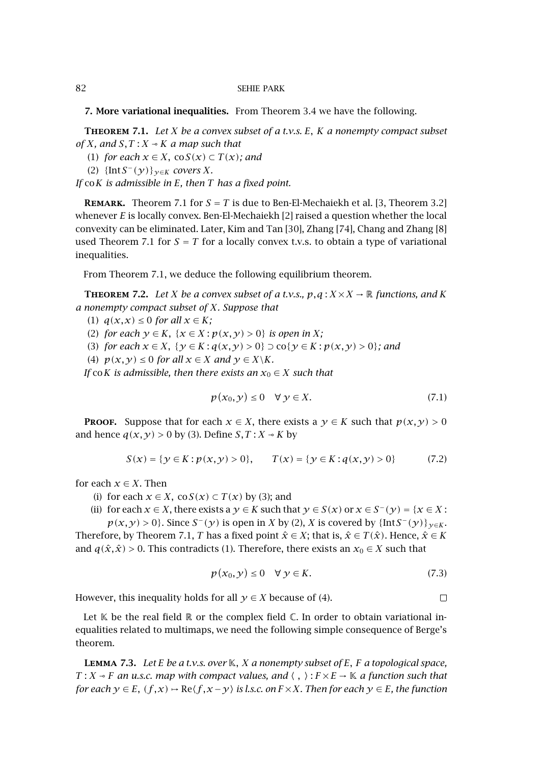## 7. More variational inequalities.

From Theorem 3.4 we have the following.

**Theorem 7.1.** *Let $X$ be a convex subset of a t.v.s. $E$, $K$ a nonempty compact subset of $X$, and $S,T : X \multimap K$ a map such that*

(1) *for each $x \in X$, $\operatorname{co} S(x) \subset T(x)$; and*

(2) *$\{\operatorname{Int} S^{-}(y)\}_{y\in K}$ covers $X$.*

*If $\operatorname{co} K$ is admissible in $E$, then $T$ has a fixed point.*

**Remark.** Theorem 7.1 for $S = T$ is due to Ben-El-Mechaiekh et al. [3, Theorem 3.2] whenever $E$ is locally convex. Ben-El-Mechaiekh [2] raised a question whether the local convexity can be eliminated. Later, Kim and Tan [30], Zhang [74], Chang and Zhang [8] used Theorem 7.1 for $S = T$ for a locally convex t.v.s. to obtain a type of variational inequalities.

From Theorem 7.1, we deduce the following equilibrium theorem.

**Theorem 7.2.** *Let $X$ be a convex subset of a t.v.s., $p,q : X\times X \to \mathbb{R}$ functions, and $K$ a nonempty compact subset of $X$. Suppose that*

(1) *$q(x,x) \le 0$ for all $x \in K$;*

(2) *for each $y \in K$, $\{x \in X : p(x,y) > 0\}$ is open in $X$;*

(3) *for each $x \in X$, $\{y \in K : q(x,y) > 0\} \supset \operatorname{co}\{y \in K : p(x,y) > 0\}$; and*

(4) *$p(x,y) \le 0$ for all $x \in X$ and $y \in X\backslash K$.*

*If $\operatorname{co} K$ is admissible, then there exists an $x_0 \in X$ such that*

$$p(x_0,y) \le 0 \quad \forall\, y \in X. \tag{7.1}$$

**Proof.** Suppose that for each $x \in X$, there exists a $y \in K$ such that $p(x,y) > 0$ and hence $q(x,y) > 0$ by (3). Define $S,T : X \multimap K$ by

$$S(x) = \{y \in K : p(x,y) > 0\}, \qquad T(x) = \{y \in K : q(x,y) > 0\} \tag{7.2}$$

for each $x \in X$. Then

(i) for each $x \in X$, $\operatorname{co} S(x) \subset T(x)$ by (3); and

(ii) for each $x \in X$, there exists a $y \in K$ such that $y \in S(x)$ or $x \in S^{-}(y) = \{x \in X : p(x,y) > 0\}$. Since $S^{-}(y)$ is open in $X$ by (2), $X$ is covered by $\{\operatorname{Int} S^{-}(y)\}_{y\in K}$.

Therefore, by Theorem 7.1, $T$ has a fixed point $\hat{x} \in X$; that is, $\hat{x} \in T(\hat{x})$. Hence, $\hat{x} \in K$ and $q(\hat{x},\hat{x}) > 0$. This contradicts (1). Therefore, there exists an $x_0 \in X$ such that

$$p(x_0,y) \le 0 \quad \forall\, y \in K. \tag{7.3}$$

However, this inequality holds for all $y \in X$ because of (4). □

Let $\mathbb{K}$ be the real field $\mathbb{R}$ or the complex field $\mathbb{C}$. In order to obtain variational inequalities related to multimaps, we need the following simple consequence of Berge's theorem.

**Lemma 7.3.** *Let $E$ be a t.v.s. over $\mathbb{K}$, $X$ a nonempty subset of $E$, $F$ a topological space, $T : X \multimap F$ an u.s.c. map with compact values, and $\langle\ ,\ \rangle : F\times E \to \mathbb{K}$ a function such that for each $y \in E$, $(f,x) \mapsto \operatorname{Re}\langle f, x-y\rangle$ is l.s.c. on $F\times X$. Then for each $y \in E$, the function*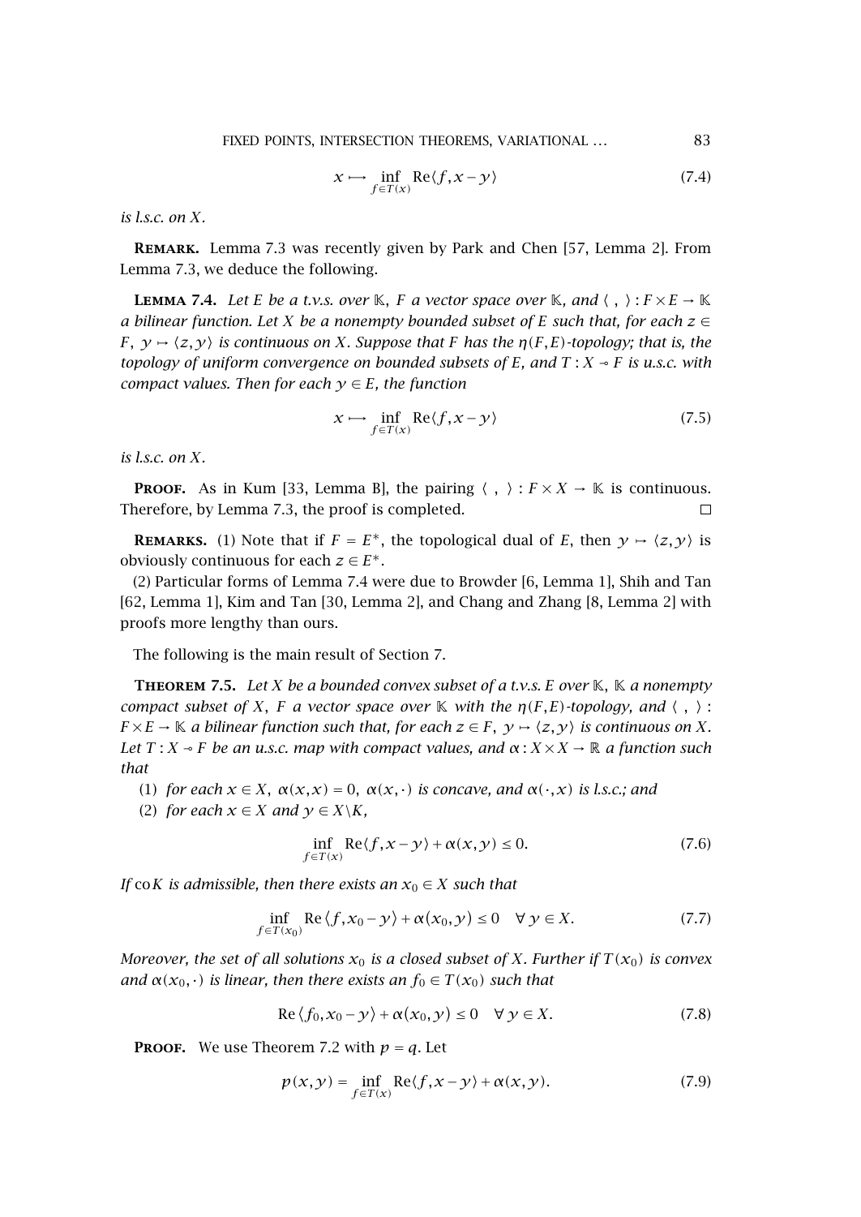$$x \longmapsto \inf_{f \in T(x)} \operatorname{Re}\langle f, x - y\rangle \tag{7.4}$$

*is l.s.c. on $X$.*

**Remark.** Lemma 7.3 was recently given by Park and Chen [57, Lemma 2]. From Lemma 7.3, we deduce the following.

**Lemma 7.4.** *Let $E$ be a t.v.s. over $\mathbb{K}$, $F$ a vector space over $\mathbb{K}$, and $\langle\ ,\ \rangle : F \times E \to \mathbb{K}$ a bilinear function. Let $X$ be a nonempty bounded subset of $E$ such that, for each $z \in F$, $y \mapsto \langle z, y\rangle$ is continuous on $X$. Suppose that $F$ has the $\eta(F,E)$-topology; that is, the topology of uniform convergence on bounded subsets of $E$, and $T : X \multimap F$ is u.s.c. with compact values. Then for each $y \in E$, the function*

$$x \longmapsto \inf_{f \in T(x)} \operatorname{Re}\langle f, x - y\rangle \tag{7.5}$$

*is l.s.c. on $X$.*

**Proof.** As in Kum [33, Lemma B], the pairing $\langle\ ,\ \rangle : F \times X \to \mathbb{K}$ is continuous. Therefore, by Lemma 7.3, the proof is completed. $\square$

**Remarks.** (1) Note that if $F = E^*$, the topological dual of $E$, then $y \mapsto \langle z, y\rangle$ is obviously continuous for each $z \in E^*$.

(2) Particular forms of Lemma 7.4 were due to Browder [6, Lemma 1], Shih and Tan [62, Lemma 1], Kim and Tan [30, Lemma 2], and Chang and Zhang [8, Lemma 2] with proofs more lengthy than ours.

The following is the main result of Section 7.

**Theorem 7.5.** *Let $X$ be a bounded convex subset of a t.v.s. $E$ over $\mathbb{K}$, $\mathbb{K}$ a nonempty compact subset of $X$, $F$ a vector space over $\mathbb{K}$ with the $\eta(F,E)$-topology, and $\langle\ ,\ \rangle : F \times E \to \mathbb{K}$ a bilinear function such that, for each $z \in F$, $y \mapsto \langle z, y\rangle$ is continuous on $X$. Let $T : X \multimap F$ be an u.s.c. map with compact values, and $\alpha : X \times X \to \mathbb{R}$ a function such that*

(1) *for each $x \in X$, $\alpha(x,x) = 0$, $\alpha(x,\cdot)$ is concave, and $\alpha(\cdot,x)$ is l.s.c.; and*

(2) *for each $x \in X$ and $y \in X \backslash K$,*

$$\inf_{f \in T(x)} \operatorname{Re}\langle f, x - y\rangle + \alpha(x,y) \le 0. \tag{7.6}$$

*If $\operatorname{co} K$ is admissible, then there exists an $x_0 \in X$ such that*

$$\inf_{f \in T(x_0)} \operatorname{Re}\langle f, x_0 - y\rangle + \alpha(x_0,y) \le 0 \quad \forall\, y \in X. \tag{7.7}$$

*Moreover, the set of all solutions $x_0$ is a closed subset of $X$. Further if $T(x_0)$ is convex and $\alpha(x_0,\cdot)$ is linear, then there exists an $f_0 \in T(x_0)$ such that*

$$\operatorname{Re}\langle f_0, x_0 - y\rangle + \alpha(x_0,y) \le 0 \quad \forall\, y \in X. \tag{7.8}$$

**Proof.** We use Theorem 7.2 with $p = q$. Let

$$p(x,y) = \inf_{f \in T(x)} \operatorname{Re}\langle f, x - y\rangle + \alpha(x,y). \tag{7.9}$$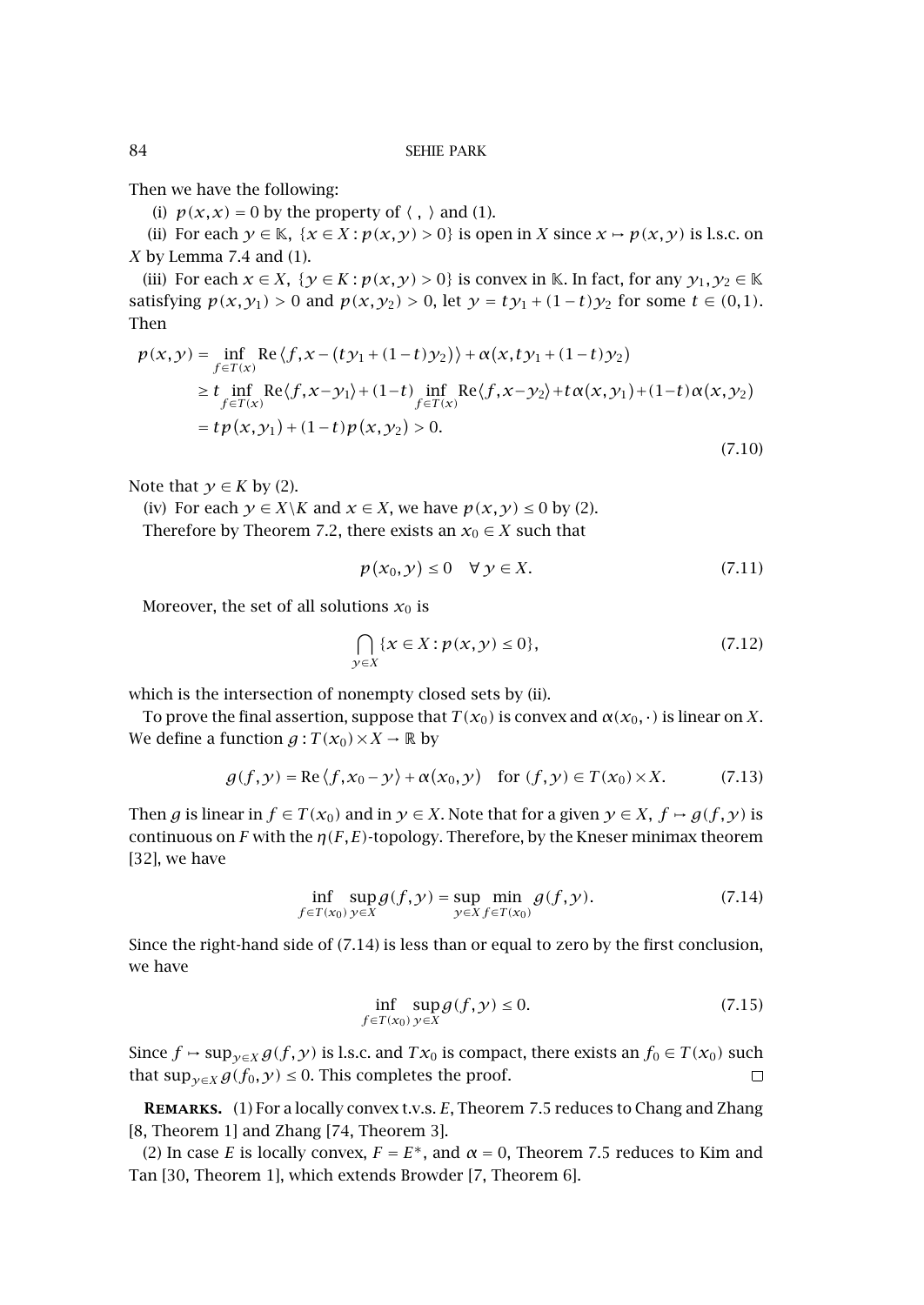Then we have the following:

(i) $p(x,x) = 0$ by the property of $\langle\ ,\ \rangle$ and (1).

(ii) For each $y \in \mathbb{K}$, $\{x \in X : p(x,y) > 0\}$ is open in $X$ since $x \mapsto p(x,y)$ is l.s.c. on $X$ by Lemma 7.4 and (1).

(iii) For each $x \in X$, $\{y \in K : p(x,y) > 0\}$ is convex in $\mathbb{K}$. In fact, for any $y_1, y_2 \in \mathbb{K}$ satisfying $p(x,y_1) > 0$ and $p(x,y_2) > 0$, let $y = ty_1 + (1-t)y_2$ for some $t \in (0,1)$. Then

$$\begin{aligned}
p(x,y) &= \inf_{f \in T(x)} \operatorname{Re}\langle f, x - (ty_1 + (1-t)y_2)\rangle + \alpha(x, ty_1 + (1-t)y_2) \\
&\geq t \inf_{f \in T(x)} \operatorname{Re}\langle f, x - y_1\rangle + (1-t) \inf_{f \in T(x)} \operatorname{Re}\langle f, x - y_2\rangle + t\alpha(x,y_1) + (1-t)\alpha(x,y_2) \\
&= tp(x,y_1) + (1-t)p(x,y_2) > 0.
\end{aligned} \tag{7.10}$$

Note that $y \in K$ by (2).

(iv) For each $y \in X \backslash K$ and $x \in X$, we have $p(x,y) \leq 0$ by (2).

Therefore by Theorem 7.2, there exists an $x_0 \in X$ such that

$$p(x_0, y) \leq 0 \quad \forall y \in X. \tag{7.11}$$

Moreover, the set of all solutions $x_0$ is

$$\bigcap_{y \in X} \{x \in X : p(x,y) \leq 0\}, \tag{7.12}$$

which is the intersection of nonempty closed sets by (ii).

To prove the final assertion, suppose that $T(x_0)$ is convex and $\alpha(x_0, \cdot)$ is linear on $X$. We define a function $g : T(x_0) \times X \to \mathbb{R}$ by

$$g(f,y) = \operatorname{Re}\langle f, x_0 - y\rangle + \alpha(x_0, y) \quad \text{for } (f,y) \in T(x_0) \times X. \tag{7.13}$$

Then $g$ is linear in $f \in T(x_0)$ and in $y \in X$. Note that for a given $y \in X$, $f \mapsto g(f,y)$ is continuous on $F$ with the $\eta(F,E)$-topology. Therefore, by the Kneser minimax theorem [32], we have

$$\inf_{f \in T(x_0)} \sup_{y \in X} g(f,y) = \sup_{y \in X} \min_{f \in T(x_0)} g(f,y). \tag{7.14}$$

Since the right-hand side of (7.14) is less than or equal to zero by the first conclusion, we have

$$\inf_{f \in T(x_0)} \sup_{y \in X} g(f,y) \leq 0. \tag{7.15}$$

Since $f \mapsto \sup_{y \in X} g(f,y)$ is l.s.c. and $Tx_0$ is compact, there exists an $f_0 \in T(x_0)$ such that $\sup_{y \in X} g(f_0, y) \leq 0$. This completes the proof. □

**Remarks.** (1) For a locally convex t.v.s. $E$, Theorem 7.5 reduces to Chang and Zhang [8, Theorem 1] and Zhang [74, Theorem 3].

(2) In case $E$ is locally convex, $F = E^*$, and $\alpha = 0$, Theorem 7.5 reduces to Kim and Tan [30, Theorem 1], which extends Browder [7, Theorem 6].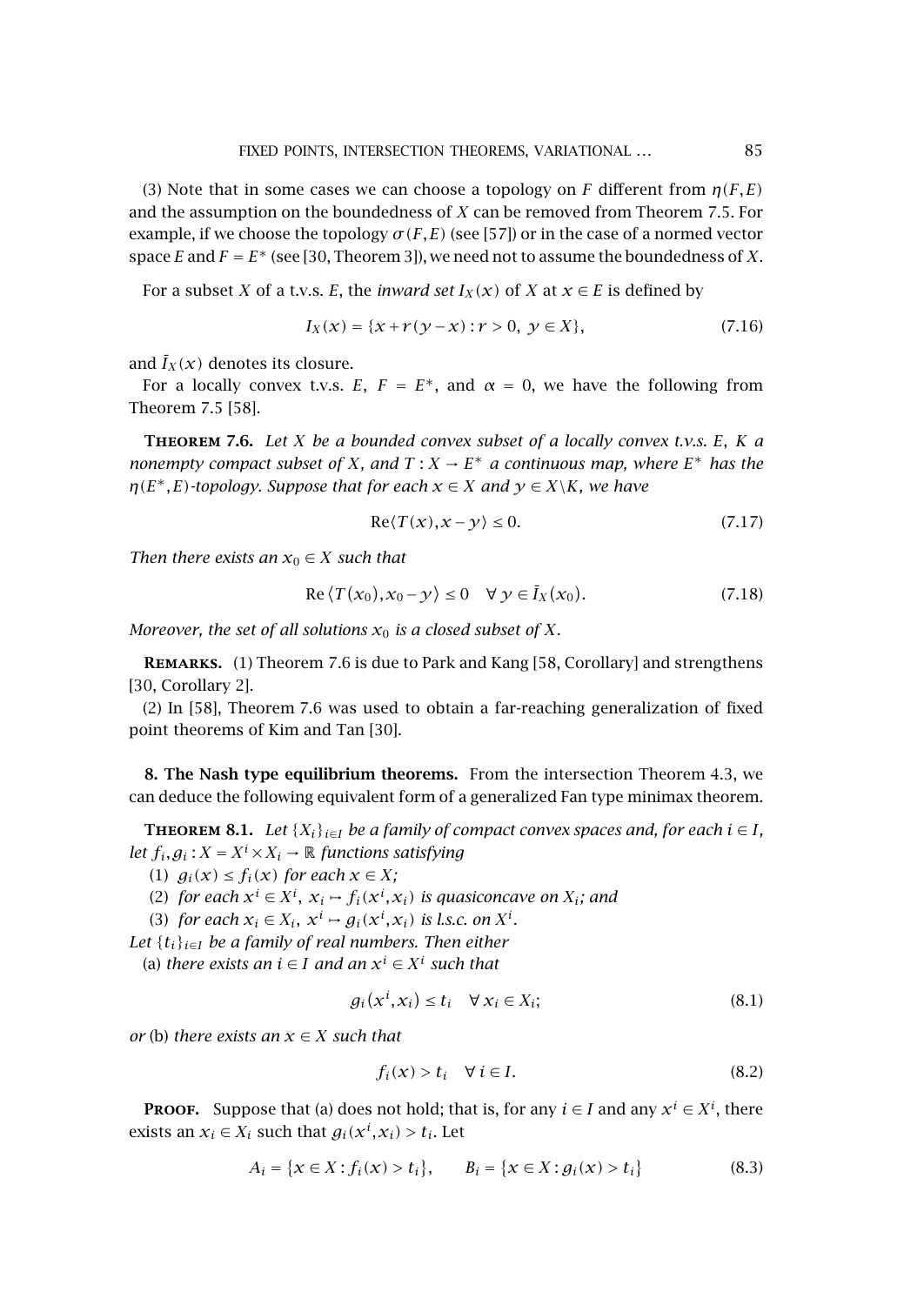(3) Note that in some cases we can choose a topology on $F$ different from $\eta(F,E)$ and the assumption on the boundedness of $X$ can be removed from Theorem 7.5. For example, if we choose the topology $\sigma(F,E)$ (see [57]) or in the case of a normed vector space $E$ and $F = E^*$ (see [30, Theorem 3]), we need not to assume the boundedness of $X$.

For a subset $X$ of a t.v.s. $E$, the *inward set* $I_X(x)$ of $X$ at $x \in E$ is defined by

$$I_X(x) = \{x + r(y - x) : r > 0,\ y \in X\}, \tag{7.16}$$

and $\bar{I}_X(x)$ denotes its closure.

For a locally convex t.v.s. $E$, $F = E^*$, and $\alpha = 0$, we have the following from Theorem 7.5 [58].

**Theorem 7.6.** *Let $X$ be a bounded convex subset of a locally convex t.v.s. $E$, $K$ a nonempty compact subset of $X$, and $T : X \to E^*$ a continuous map, where $E^*$ has the $\eta(E^*,E)$-topology. Suppose that for each $x \in X$ and $y \in X \backslash K$, we have*

$$\operatorname{Re}\langle T(x), x - y\rangle \le 0. \tag{7.17}$$

*Then there exists an $x_0 \in X$ such that*

$$\operatorname{Re}\langle T(x_0), x_0 - y\rangle \le 0 \quad \forall\, y \in \bar{I}_X(x_0). \tag{7.18}$$

*Moreover, the set of all solutions $x_0$ is a closed subset of $X$.*

**Remarks.** (1) Theorem 7.6 is due to Park and Kang [58, Corollary] and strengthens [30, Corollary 2].

(2) In [58], Theorem 7.6 was used to obtain a far-reaching generalization of fixed point theorems of Kim and Tan [30].

## 8. The Nash type equilibrium theorems.

From the intersection Theorem 4.3, we can deduce the following equivalent form of a generalized Fan type minimax theorem.

**Theorem 8.1.** *Let $\{X_i\}_{i \in I}$ be a family of compact convex spaces and, for each $i \in I$, let $f_i, g_i : X = X^i \times X_i \to \mathbb{R}$ functions satisfying*

(1) *$g_i(x) \le f_i(x)$ for each $x \in X$;*
(2) *for each $x^i \in X^i$, $x_i \mapsto f_i(x^i, x_i)$ is quasiconcave on $X_i$; and*
(3) *for each $x_i \in X_i$, $x^i \mapsto g_i(x^i, x_i)$ is l.s.c. on $X^i$.*

*Let $\{t_i\}_{i \in I}$ be a family of real numbers. Then either*
(a) *there exists an $i \in I$ and an $x^i \in X^i$ such that*

$$g_i(x^i, x_i) \le t_i \quad \forall\, x_i \in X_i; \tag{8.1}$$

*or* (b) *there exists an $x \in X$ such that*

$$f_i(x) > t_i \quad \forall\, i \in I. \tag{8.2}$$

**Proof.** Suppose that (a) does not hold; that is, for any $i \in I$ and any $x^i \in X^i$, there exists an $x_i \in X_i$ such that $g_i(x^i, x_i) > t_i$. Let

$$A_i = \{x \in X : f_i(x) > t_i\}, \qquad B_i = \{x \in X : g_i(x) > t_i\} \tag{8.3}$$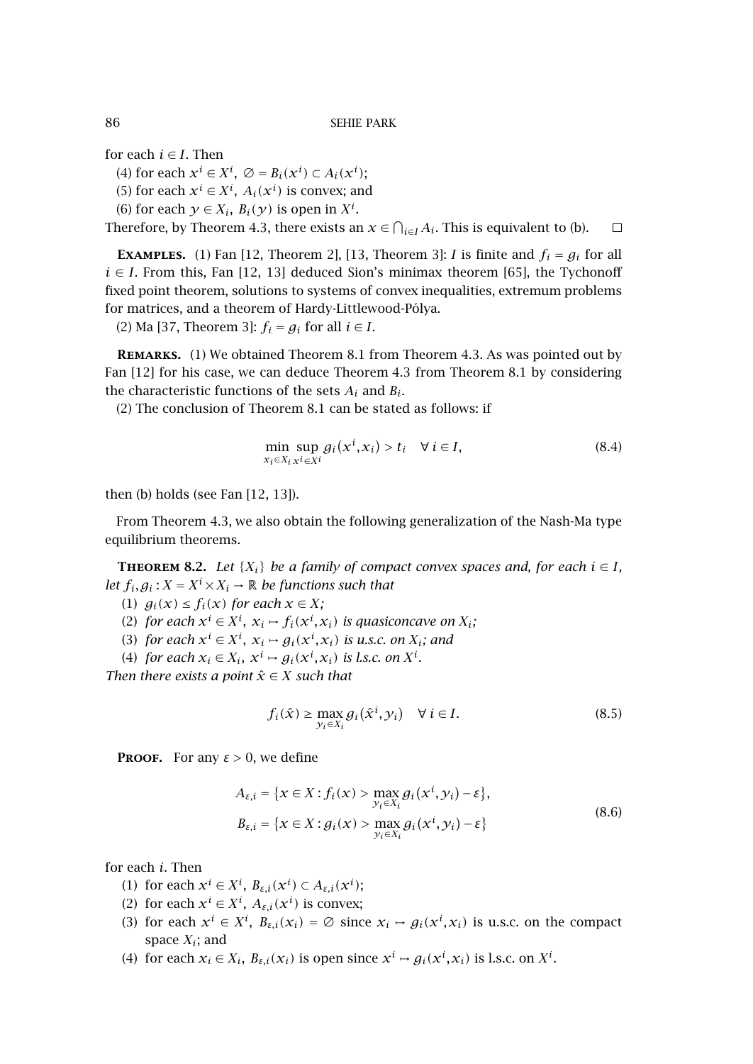for each $i \in I$. Then

(4) for each $x^i \in X^i$, $\emptyset = B_i(x^i) \subset A_i(x^i)$;

(5) for each $x^i \in X^i$, $A_i(x^i)$ is convex; and

(6) for each $y \in X_i$, $B_i(y)$ is open in $X^i$.

Therefore, by Theorem 4.3, there exists an $x \in \bigcap_{i \in I} A_i$. This is equivalent to (b). □

**Examples.** (1) Fan [12, Theorem 2], [13, Theorem 3]: $I$ is finite and $f_i = g_i$ for all $i \in I$. From this, Fan [12, 13] deduced Sion's minimax theorem [65], the Tychonoff fixed point theorem, solutions to systems of convex inequalities, extremum problems for matrices, and a theorem of Hardy-Littlewood-Pólya.

(2) Ma [37, Theorem 3]: $f_i = g_i$ for all $i \in I$.

**Remarks.** (1) We obtained Theorem 8.1 from Theorem 4.3. As was pointed out by Fan [12] for his case, we can deduce Theorem 4.3 from Theorem 8.1 by considering the characteristic functions of the sets $A_i$ and $B_i$.

(2) The conclusion of Theorem 8.1 can be stated as follows: if

$$\min_{x_i \in X_i} \sup_{x^i \in X^i} g_i(x^i, x_i) > t_i \quad \forall\, i \in I, \tag{8.4}$$

then (b) holds (see Fan [12, 13]).

From Theorem 4.3, we also obtain the following generalization of the Nash-Ma type equilibrium theorems.

**Theorem 8.2.** *Let $\{X_i\}$ be a family of compact convex spaces and, for each $i \in I$, let $f_i, g_i : X = X^i \times X_i \to \mathbb{R}$ be functions such that*

(1) *$g_i(x) \le f_i(x)$ for each $x \in X$;*

(2) *for each $x^i \in X^i$, $x_i \mapsto f_i(x^i, x_i)$ is quasiconcave on $X_i$;*

(3) *for each $x^i \in X^i$, $x_i \mapsto g_i(x^i, x_i)$ is u.s.c. on $X_i$; and*

(4) *for each $x_i \in X_i$, $x^i \mapsto g_i(x^i, x_i)$ is l.s.c. on $X^i$.*

*Then there exists a point $\hat{x} \in X$ such that*

$$f_i(\hat{x}) \ge \max_{y_i \in X_i} g_i(\hat{x}^i, y_i) \quad \forall\, i \in I. \tag{8.5}$$

**Proof.** For any $\varepsilon > 0$, we define

$$\begin{aligned} A_{\varepsilon,i} &= \{x \in X : f_i(x) > \max_{y_i \in X_i} g_i(x^i, y_i) - \varepsilon\}, \\ B_{\varepsilon,i} &= \{x \in X : g_i(x) > \max_{y_i \in X_i} g_i(x^i, y_i) - \varepsilon\} \end{aligned} \tag{8.6}$$

for each $i$. Then

(1) for each $x^i \in X^i$, $B_{\varepsilon,i}(x^i) \subset A_{\varepsilon,i}(x^i)$;

(2) for each $x^i \in X^i$, $A_{\varepsilon,i}(x^i)$ is convex;

(3) for each $x^i \in X^i$, $B_{\varepsilon,i}(x_i) = \emptyset$ since $x_i \mapsto g_i(x^i, x_i)$ is u.s.c. on the compact space $X_i$; and

(4) for each $x_i \in X_i$, $B_{\varepsilon,i}(x_i)$ is open since $x^i \mapsto g_i(x^i, x_i)$ is l.s.c. on $X^i$.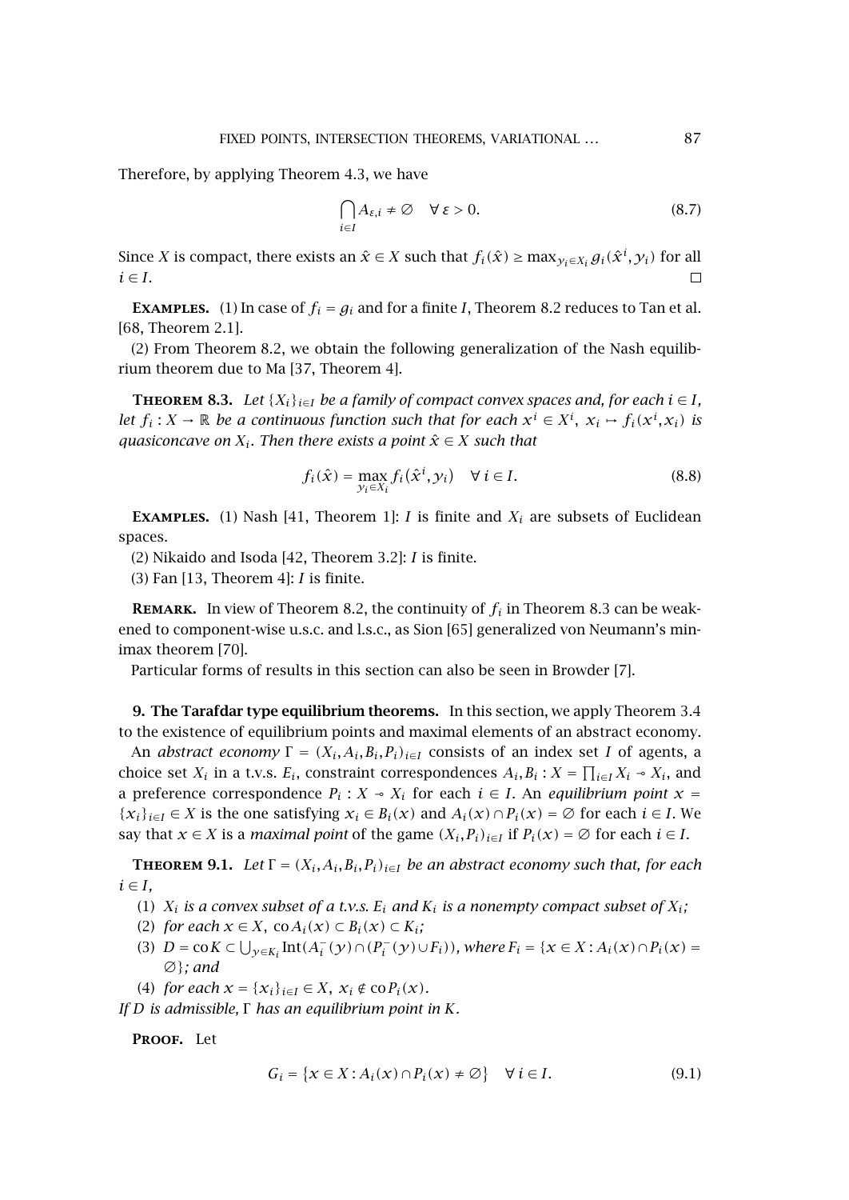Therefore, by applying Theorem 4.3, we have

$$\bigcap_{i\in I} A_{\varepsilon,i} \neq \varnothing \quad \forall\, \varepsilon > 0. \tag{8.7}$$

Since $X$ is compact, there exists an $\hat{x} \in X$ such that $f_i(\hat{x}) \geq \max_{y_i \in X_i} g_i(\hat{x}^i, y_i)$ for all $i \in I$. $\square$

**Examples.** (1) In case of $f_i = g_i$ and for a finite $I$, Theorem 8.2 reduces to Tan et al. [68, Theorem 2.1].

(2) From Theorem 8.2, we obtain the following generalization of the Nash equilibrium theorem due to Ma [37, Theorem 4].

**Theorem 8.3.** *Let $\{X_i\}_{i\in I}$ be a family of compact convex spaces and, for each $i \in I$, let $f_i : X \to \mathbb{R}$ be a continuous function such that for each $x^i \in X^i$, $x_i \mapsto f_i(x^i, x_i)$ is quasiconcave on $X_i$. Then there exists a point $\hat{x} \in X$ such that*

$$f_i(\hat{x}) = \max_{y_i \in X_i} f_i(\hat{x}^i, y_i) \quad \forall\, i \in I. \tag{8.8}$$

**Examples.** (1) Nash [41, Theorem 1]: $I$ is finite and $X_i$ are subsets of Euclidean spaces.

(2) Nikaido and Isoda [42, Theorem 3.2]: $I$ is finite.

(3) Fan [13, Theorem 4]: $I$ is finite.

**Remark.** In view of Theorem 8.2, the continuity of $f_i$ in Theorem 8.3 can be weakened to component-wise u.s.c. and l.s.c., as Sion [65] generalized von Neumann's minimax theorem [70].

Particular forms of results in this section can also be seen in Browder [7].

## 9. The Tarafdar type equilibrium theorems.

In this section, we apply Theorem 3.4 to the existence of equilibrium points and maximal elements of an abstract economy.

An *abstract economy* $\Gamma = (X_i, A_i, B_i, P_i)_{i\in I}$ consists of an index set $I$ of agents, a choice set $X_i$ in a t.v.s. $E_i$, constraint correspondences $A_i, B_i : X = \prod_{i\in I} X_i \multimap X_i$, and a preference correspondence $P_i : X \multimap X_i$ for each $i \in I$. An *equilibrium point* $x = \{x_i\}_{i\in I} \in X$ is the one satisfying $x_i \in B_i(x)$ and $A_i(x) \cap P_i(x) = \varnothing$ for each $i \in I$. We say that $x \in X$ is a *maximal point* of the game $(X_i, P_i)_{i\in I}$ if $P_i(x) = \varnothing$ for each $i \in I$.

**Theorem 9.1.** *Let $\Gamma = (X_i, A_i, B_i, P_i)_{i\in I}$ be an abstract economy such that, for each $i \in I$,*

1. *$X_i$ is a convex subset of a t.v.s. $E_i$ and $K_i$ is a nonempty compact subset of $X_i$;*
2. *for each $x \in X$, $\operatorname{co} A_i(x) \subset B_i(x) \subset K_i$;*
3. *$D = \operatorname{co} K \subset \bigcup_{y\in K_i} \operatorname{Int}(A_i^-(y) \cap (P_i^-(y) \cup F_i))$, where $F_i = \{x \in X : A_i(x) \cap P_i(x) = \varnothing\}$; and*
4. *for each $x = \{x_i\}_{i\in I} \in X$, $x_i \notin \operatorname{co} P_i(x)$.*

*If $D$ is admissible, $\Gamma$ has an equilibrium point in $K$.*

**Proof.** Let

$$G_i = \{x \in X : A_i(x) \cap P_i(x) \neq \varnothing\} \quad \forall\, i \in I. \tag{9.1}$$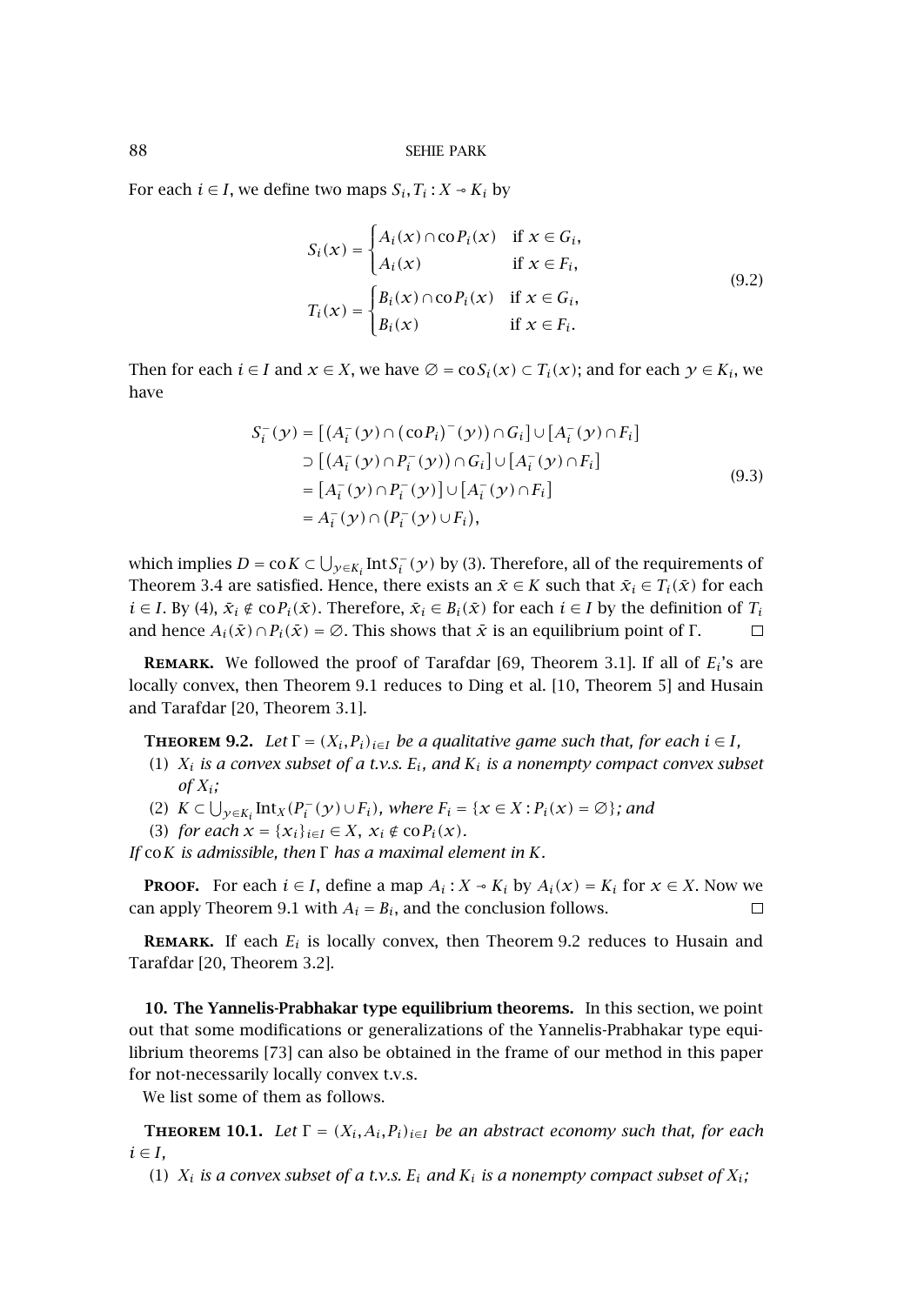For each $i \in I$, we define two maps $S_i, T_i : X \multimap K_i$ by

$$S_i(x) = \begin{cases} A_i(x) \cap \operatorname{co} P_i(x) & \text{if } x \in G_i, \\ A_i(x) & \text{if } x \in F_i, \end{cases}$$
$$T_i(x) = \begin{cases} B_i(x) \cap \operatorname{co} P_i(x) & \text{if } x \in G_i, \\ B_i(x) & \text{if } x \in F_i. \end{cases} \tag{9.2}$$

Then for each $i \in I$ and $x \in X$, we have $\emptyset = \operatorname{co} S_i(x) \subset T_i(x)$; and for each $y \in K_i$, we have

$$\begin{aligned} S_i^-(y) &= \left[ \left( A_i^-(y) \cap (\operatorname{co} P_i)^-(y) \right) \cap G_i \right] \cup \left[ A_i^-(y) \cap F_i \right] \\ &\supset \left[ \left( A_i^-(y) \cap P_i^-(y) \right) \cap G_i \right] \cup \left[ A_i^-(y) \cap F_i \right] \\ &= \left[ A_i^-(y) \cap P_i^-(y) \right] \cup \left[ A_i^-(y) \cap F_i \right] \\ &= A_i^-(y) \cap \left( P_i^-(y) \cup F_i \right), \end{aligned} \tag{9.3}$$

which implies $D = \operatorname{co} K \subset \bigcup_{y \in K_i} \operatorname{Int} S_i^-(y)$ by (3). Therefore, all of the requirements of Theorem 3.4 are satisfied. Hence, there exists an $\bar{x} \in K$ such that $\bar{x}_i \in T_i(\bar{x})$ for each $i \in I$. By (4), $\bar{x}_i \notin \operatorname{co} P_i(\bar{x})$. Therefore, $\bar{x}_i \in B_i(\bar{x})$ for each $i \in I$ by the definition of $T_i$ and hence $A_i(\bar{x}) \cap P_i(\bar{x}) = \emptyset$. This shows that $\bar{x}$ is an equilibrium point of $\Gamma$. □

**Remark.** We followed the proof of Tarafdar [69, Theorem 3.1]. If all of $E_i$'s are locally convex, then Theorem 9.1 reduces to Ding et al. [10, Theorem 5] and Husain and Tarafdar [20, Theorem 3.1].

**Theorem 9.2.** *Let $\Gamma = (X_i, P_i)_{i \in I}$ be a qualitative game such that, for each $i \in I$,*

1. *$X_i$ is a convex subset of a t.v.s. $E_i$, and $K_i$ is a nonempty compact convex subset of $X_i$;*
2. *$K \subset \bigcup_{y \in K_i} \operatorname{Int}_X (P_i^-(y) \cup F_i)$, where $F_i = \{x \in X : P_i(x) = \emptyset\}$; and*
3. *for each $x = \{x_i\}_{i \in I} \in X$, $x_i \notin \operatorname{co} P_i(x)$.*

*If $\operatorname{co} K$ is admissible, then $\Gamma$ has a maximal element in $K$.*

**Proof.** For each $i \in I$, define a map $A_i : X \multimap K_i$ by $A_i(x) = K_i$ for $x \in X$. Now we can apply Theorem 9.1 with $A_i = B_i$, and the conclusion follows. □

**Remark.** If each $E_i$ is locally convex, then Theorem 9.2 reduces to Husain and Tarafdar [20, Theorem 3.2].

## 10. The Yannelis-Prabhakar type equilibrium theorems.

In this section, we point out that some modifications or generalizations of the Yannelis-Prabhakar type equilibrium theorems [73] can also be obtained in the frame of our method in this paper for not-necessarily locally convex t.v.s.

We list some of them as follows.

**Theorem 10.1.** *Let $\Gamma = (X_i, A_i, P_i)_{i \in I}$ be an abstract economy such that, for each $i \in I$,*

1. *$X_i$ is a convex subset of a t.v.s. $E_i$ and $K_i$ is a nonempty compact subset of $X_i$;*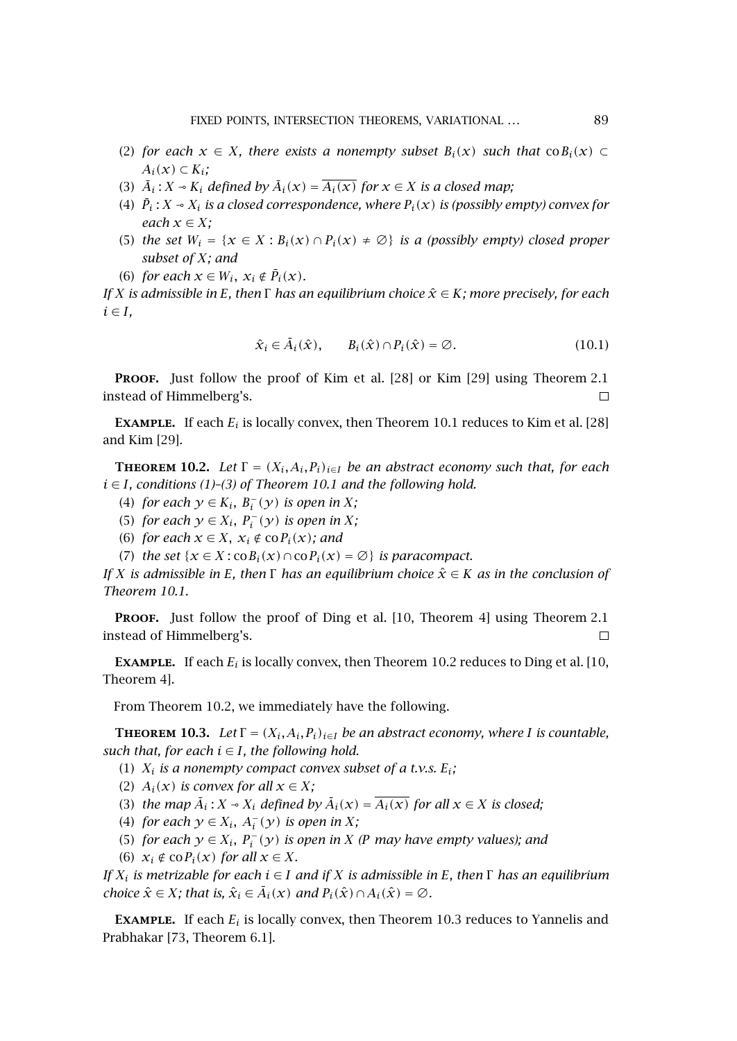(2) *for each* $x \in X$*, there exists a nonempty subset* $B_i(x)$ *such that* $\operatorname{co} B_i(x) \subset A_i(x) \subset K_i$*;*

(3) $\bar{A}_i : X \multimap K_i$ *defined by* $\bar{A}_i(x) = \overline{A_i(x)}$ *for* $x \in X$ *is a closed map;*

(4) $\bar{P}_i : X \multimap X_i$ *is a closed correspondence, where* $P_i(x)$ *is (possibly empty) convex for each* $x \in X$*;*

(5) *the set* $W_i = \{x \in X : B_i(x) \cap P_i(x) \neq \emptyset\}$ *is a (possibly empty) closed proper subset of* $X$*; and*

(6) *for each* $x \in W_i$*,* $x_i \notin \bar{P}_i(x)$*.*

*If* $X$ *is admissible in* $E$*, then* $\Gamma$ *has an equilibrium choice* $\hat{x} \in K$*; more precisely, for each* $i \in I$*,*

$$\hat{x}_i \in \bar{A}_i(\hat{x}), \qquad B_i(\hat{x}) \cap P_i(\hat{x}) = \emptyset. \tag{10.1}$$

**Proof.** Just follow the proof of Kim et al. [28] or Kim [29] using Theorem 2.1 instead of Himmelberg's. □

**Example.** If each $E_i$ is locally convex, then Theorem 10.1 reduces to Kim et al. [28] and Kim [29].

**Theorem 10.2.** *Let* $\Gamma = (X_i, A_i, P_i)_{i \in I}$ *be an abstract economy such that, for each* $i \in I$*, conditions (1)–(3) of Theorem 10.1 and the following hold.*

(4) *for each* $y \in K_i$*,* $B_i^-(y)$ *is open in* $X$*;*

(5) *for each* $y \in X_i$*,* $P_i^-(y)$ *is open in* $X$*;*

(6) *for each* $x \in X$*,* $x_i \notin \operatorname{co} P_i(x)$*; and*

(7) *the set* $\{x \in X : \operatorname{co} B_i(x) \cap \operatorname{co} P_i(x) = \emptyset\}$ *is paracompact.*

*If* $X$ *is admissible in* $E$*, then* $\Gamma$ *has an equilibrium choice* $\hat{x} \in K$ *as in the conclusion of Theorem 10.1.*

**Proof.** Just follow the proof of Ding et al. [10, Theorem 4] using Theorem 2.1 instead of Himmelberg's. □

**Example.** If each $E_i$ is locally convex, then Theorem 10.2 reduces to Ding et al. [10, Theorem 4].

From Theorem 10.2, we immediately have the following.

**Theorem 10.3.** *Let* $\Gamma = (X_i, A_i, P_i)_{i \in I}$ *be an abstract economy, where* $I$ *is countable, such that, for each* $i \in I$*, the following hold.*

(1) $X_i$ *is a nonempty compact convex subset of a t.v.s.* $E_i$*;*

(2) $A_i(x)$ *is convex for all* $x \in X$*;*

(3) *the map* $\bar{A}_i : X \multimap X_i$ *defined by* $\bar{A}_i(x) = \overline{A_i(x)}$ *for all* $x \in X$ *is closed;*

(4) *for each* $y \in X_i$*,* $A_i^-(y)$ *is open in* $X$*;*

(5) *for each* $y \in X_i$*,* $P_i^-(y)$ *is open in* $X$ *(*$P$ *may have empty values); and*

(6) $x_i \notin \operatorname{co} P_i(x)$ *for all* $x \in X$*.*

*If* $X_i$ *is metrizable for each* $i \in I$ *and if* $X$ *is admissible in* $E$*, then* $\Gamma$ *has an equilibrium choice* $\hat{x} \in X$*; that is,* $\hat{x}_i \in \bar{A}_i(x)$ *and* $P_i(\hat{x}) \cap A_i(\hat{x}) = \emptyset$*.*

**Example.** If each $E_i$ is locally convex, then Theorem 10.3 reduces to Yannelis and Prabhakar [73, Theorem 6.1].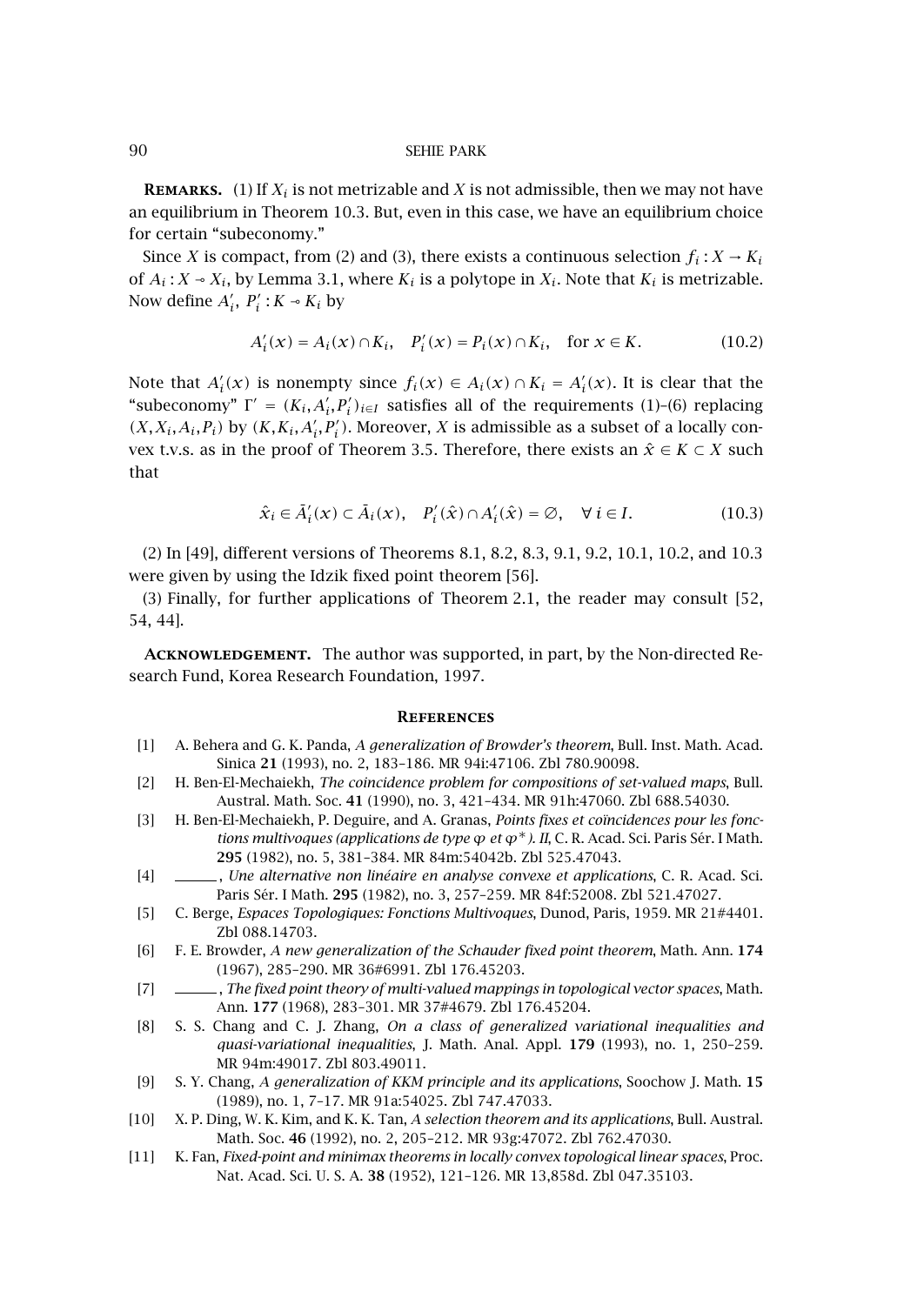**Remarks.** (1) If $X_i$ is not metrizable and $X$ is not admissible, then we may not have an equilibrium in Theorem 10.3. But, even in this case, we have an equilibrium choice for certain "subeconomy."

Since $X$ is compact, from (2) and (3), there exists a continuous selection $f_i : X \to K_i$ of $A_i : X \multimap X_i$, by Lemma 3.1, where $K_i$ is a polytope in $X_i$. Note that $K_i$ is metrizable. Now define $A_i'$, $P_i' : K \multimap K_i$ by

$$A_i'(x) = A_i(x) \cap K_i, \quad P_i'(x) = P_i(x) \cap K_i, \quad \text{for } x \in K. \tag{10.2}$$

Note that $A_i'(x)$ is nonempty since $f_i(x) \in A_i(x) \cap K_i = A_i'(x)$. It is clear that the "subeconomy" $\Gamma' = (K_i, A_i', P_i')_{i \in I}$ satisfies all of the requirements (1)–(6) replacing $(X, X_i, A_i, P_i)$ by $(K, K_i, A_i', P_i')$. Moreover, $X$ is admissible as a subset of a locally convex t.v.s. as in the proof of Theorem 3.5. Therefore, there exists an $\hat{x} \in K \subset X$ such that

$$\hat{x}_i \in \bar{A}_i'(x) \subset \bar{A}_i(x), \quad P_i'(\hat{x}) \cap A_i'(\hat{x}) = \varnothing, \quad \forall\, i \in I. \tag{10.3}$$

(2) In [49], different versions of Theorems 8.1, 8.2, 8.3, 9.1, 9.2, 10.1, 10.2, and 10.3 were given by using the Idzik fixed point theorem [56].

(3) Finally, for further applications of Theorem 2.1, the reader may consult [52, 54, 44].

**Acknowledgement.** The author was supported, in part, by the Non-directed Research Fund, Korea Research Foundation, 1997.

## References

[1] A. Behera and G. K. Panda, *A generalization of Browder's theorem*, Bull. Inst. Math. Acad. Sinica **21** (1993), no. 2, 183–186. MR 94i:47106. Zbl 780.90098.

[2] H. Ben-El-Mechaiekh, *The coincidence problem for compositions of set-valued maps*, Bull. Austral. Math. Soc. **41** (1990), no. 3, 421–434. MR 91h:47060. Zbl 688.54030.

[3] H. Ben-El-Mechaiekh, P. Deguire, and A. Granas, *Points fixes et coïncidences pour les fonctions multivoques (applications de type $\varphi$ et $\varphi^*$). II*, C. R. Acad. Sci. Paris Sér. I Math. **295** (1982), no. 5, 381–384. MR 84m:54042b. Zbl 525.47043.

[4] ______, *Une alternative non linéaire en analyse convexe et applications*, C. R. Acad. Sci. Paris Sér. I Math. **295** (1982), no. 3, 257–259. MR 84f:52008. Zbl 521.47027.

[5] C. Berge, *Espaces Topologiques: Fonctions Multivoques*, Dunod, Paris, 1959. MR 21#4401. Zbl 088.14703.

[6] F. E. Browder, *A new generalization of the Schauder fixed point theorem*, Math. Ann. **174** (1967), 285–290. MR 36#6991. Zbl 176.45203.

[7] ______, *The fixed point theory of multi-valued mappings in topological vector spaces*, Math. Ann. **177** (1968), 283–301. MR 37#4679. Zbl 176.45204.

[8] S. S. Chang and C. J. Zhang, *On a class of generalized variational inequalities and quasi-variational inequalities*, J. Math. Anal. Appl. **179** (1993), no. 1, 250–259. MR 94m:49017. Zbl 803.49011.

[9] S. Y. Chang, *A generalization of KKM principle and its applications*, Soochow J. Math. **15** (1989), no. 1, 7–17. MR 91a:54025. Zbl 747.47033.

[10] X. P. Ding, W. K. Kim, and K. K. Tan, *A selection theorem and its applications*, Bull. Austral. Math. Soc. **46** (1992), no. 2, 205–212. MR 93g:47072. Zbl 762.47030.

[11] K. Fan, *Fixed-point and minimax theorems in locally convex topological linear spaces*, Proc. Nat. Acad. Sci. U. S. A. **38** (1952), 121–126. MR 13,858d. Zbl 047.35103.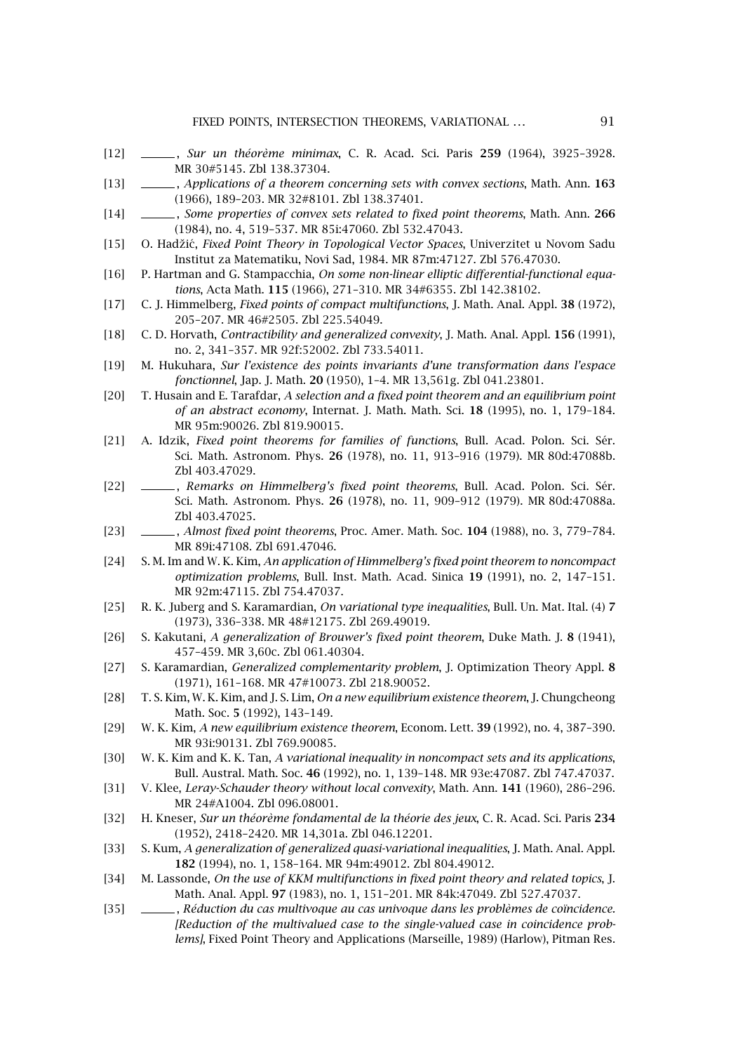[12] ______, *Sur un théorème minimax*, C. R. Acad. Sci. Paris **259** (1964), 3925–3928. MR 30#5145. Zbl 138.37304.

[13] ______, *Applications of a theorem concerning sets with convex sections*, Math. Ann. **163** (1966), 189–203. MR 32#8101. Zbl 138.37401.

[14] ______, *Some properties of convex sets related to fixed point theorems*, Math. Ann. **266** (1984), no. 4, 519–537. MR 85i:47060. Zbl 532.47043.

[15] O. Hadžić, *Fixed Point Theory in Topological Vector Spaces*, Univerzitet u Novom Sadu Institut za Matematiku, Novi Sad, 1984. MR 87m:47127. Zbl 576.47030.

[16] P. Hartman and G. Stampacchia, *On some non-linear elliptic differential-functional equations*, Acta Math. **115** (1966), 271–310. MR 34#6355. Zbl 142.38102.

[17] C. J. Himmelberg, *Fixed points of compact multifunctions*, J. Math. Anal. Appl. **38** (1972), 205–207. MR 46#2505. Zbl 225.54049.

[18] C. D. Horvath, *Contractibility and generalized convexity*, J. Math. Anal. Appl. **156** (1991), no. 2, 341–357. MR 92f:52002. Zbl 733.54011.

[19] M. Hukuhara, *Sur l'existence des points invariants d'une transformation dans l'espace fonctionnel*, Jap. J. Math. **20** (1950), 1–4. MR 13,561g. Zbl 041.23801.

[20] T. Husain and E. Tarafdar, *A selection and a fixed point theorem and an equilibrium point of an abstract economy*, Internat. J. Math. Math. Sci. **18** (1995), no. 1, 179–184. MR 95m:90026. Zbl 819.90015.

[21] A. Idzik, *Fixed point theorems for families of functions*, Bull. Acad. Polon. Sci. Sér. Sci. Math. Astronom. Phys. **26** (1978), no. 11, 913–916 (1979). MR 80d:47088b. Zbl 403.47029.

[22] ______, *Remarks on Himmelberg's fixed point theorems*, Bull. Acad. Polon. Sci. Sér. Sci. Math. Astronom. Phys. **26** (1978), no. 11, 909–912 (1979). MR 80d:47088a. Zbl 403.47025.

[23] ______, *Almost fixed point theorems*, Proc. Amer. Math. Soc. **104** (1988), no. 3, 779–784. MR 89i:47108. Zbl 691.47046.

[24] S. M. Im and W. K. Kim, *An application of Himmelberg's fixed point theorem to noncompact optimization problems*, Bull. Inst. Math. Acad. Sinica **19** (1991), no. 2, 147–151. MR 92m:47115. Zbl 754.47037.

[25] R. K. Juberg and S. Karamardian, *On variational type inequalities*, Bull. Un. Mat. Ital. (4) **7** (1973), 336–338. MR 48#12175. Zbl 269.49019.

[26] S. Kakutani, *A generalization of Brouwer's fixed point theorem*, Duke Math. J. **8** (1941), 457–459. MR 3,60c. Zbl 061.40304.

[27] S. Karamardian, *Generalized complementarity problem*, J. Optimization Theory Appl. **8** (1971), 161–168. MR 47#10073. Zbl 218.90052.

[28] T. S. Kim, W. K. Kim, and J. S. Lim, *On a new equilibrium existence theorem*, J. Chungcheong Math. Soc. **5** (1992), 143–149.

[29] W. K. Kim, *A new equilibrium existence theorem*, Econom. Lett. **39** (1992), no. 4, 387–390. MR 93i:90131. Zbl 769.90085.

[30] W. K. Kim and K. K. Tan, *A variational inequality in noncompact sets and its applications*, Bull. Austral. Math. Soc. **46** (1992), no. 1, 139–148. MR 93e:47087. Zbl 747.47037.

[31] V. Klee, *Leray-Schauder theory without local convexity*, Math. Ann. **141** (1960), 286–296. MR 24#A1004. Zbl 096.08001.

[32] H. Kneser, *Sur un théorème fondamental de la théorie des jeux*, C. R. Acad. Sci. Paris **234** (1952), 2418–2420. MR 14,301a. Zbl 046.12201.

[33] S. Kum, *A generalization of generalized quasi-variational inequalities*, J. Math. Anal. Appl. **182** (1994), no. 1, 158–164. MR 94m:49012. Zbl 804.49012.

[34] M. Lassonde, *On the use of KKM multifunctions in fixed point theory and related topics*, J. Math. Anal. Appl. **97** (1983), no. 1, 151–201. MR 84k:47049. Zbl 527.47037.

[35] ______, *Réduction du cas multivoque au cas univoque dans les problèmes de coïncidence. [Reduction of the multivalued case to the single-valued case in coincidence problems]*, Fixed Point Theory and Applications (Marseille, 1989) (Harlow), Pitman Res.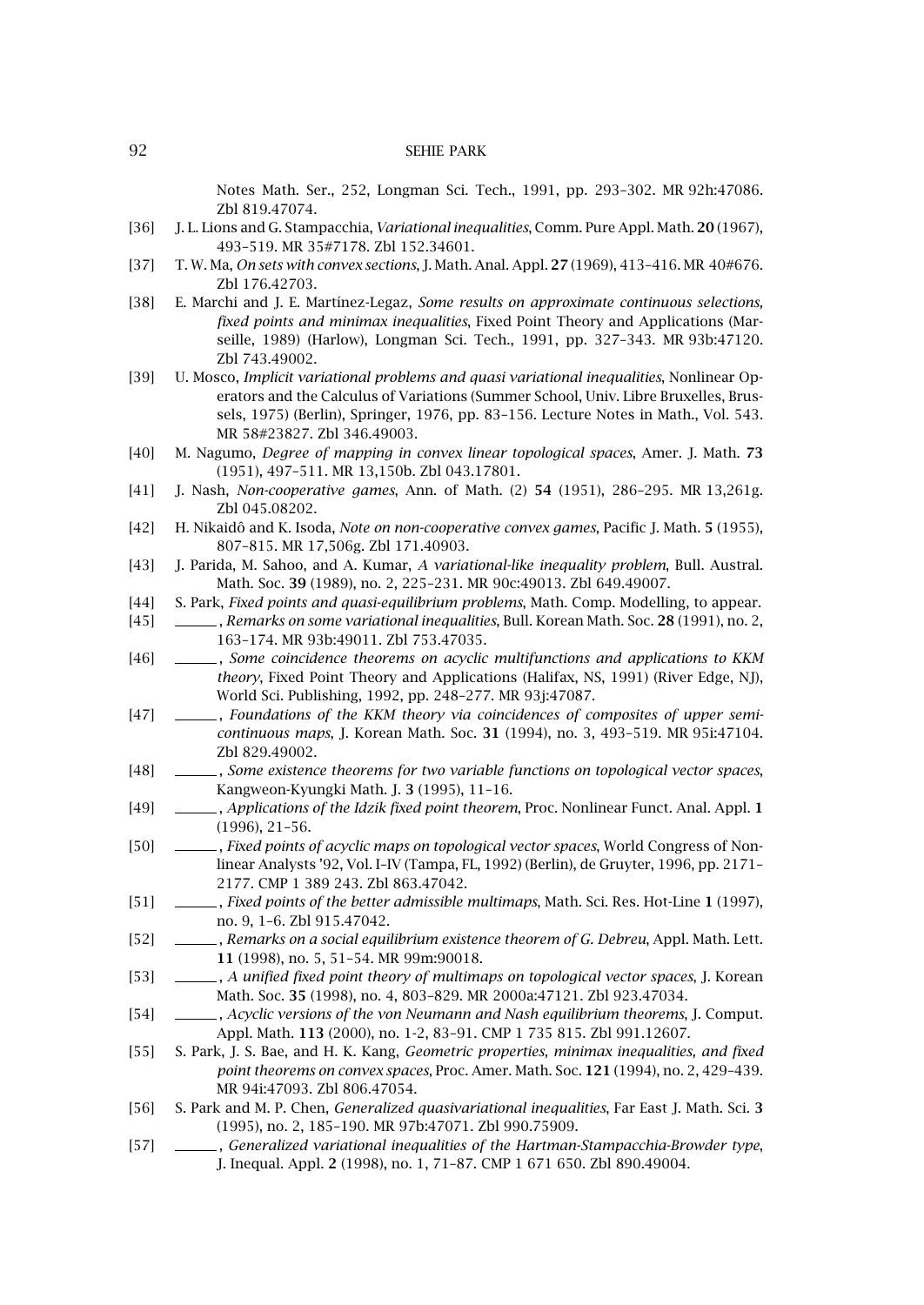Notes Math. Ser., 252, Longman Sci. Tech., 1991, pp. 293–302. MR 92h:47086. Zbl 819.47074.

[36] J. L. Lions and G. Stampacchia, *Variational inequalities*, Comm. Pure Appl. Math. **20** (1967), 493–519. MR 35#7178. Zbl 152.34601.

[37] T. W. Ma, *On sets with convex sections*, J. Math. Anal. Appl. **27** (1969), 413–416. MR 40#676. Zbl 176.42703.

[38] E. Marchi and J. E. Martínez-Legaz, *Some results on approximate continuous selections, fixed points and minimax inequalities*, Fixed Point Theory and Applications (Marseille, 1989) (Harlow), Longman Sci. Tech., 1991, pp. 327–343. MR 93b:47120. Zbl 743.49002.

[39] U. Mosco, *Implicit variational problems and quasi variational inequalities*, Nonlinear Operators and the Calculus of Variations (Summer School, Univ. Libre Bruxelles, Brussels, 1975) (Berlin), Springer, 1976, pp. 83–156. Lecture Notes in Math., Vol. 543. MR 58#23827. Zbl 346.49003.

[40] M. Nagumo, *Degree of mapping in convex linear topological spaces*, Amer. J. Math. **73** (1951), 497–511. MR 13,150b. Zbl 043.17801.

[41] J. Nash, *Non-cooperative games*, Ann. of Math. (2) **54** (1951), 286–295. MR 13,261g. Zbl 045.08202.

[42] H. Nikaidô and K. Isoda, *Note on non-cooperative convex games*, Pacific J. Math. **5** (1955), 807–815. MR 17,506g. Zbl 171.40903.

[43] J. Parida, M. Sahoo, and A. Kumar, *A variational-like inequality problem*, Bull. Austral. Math. Soc. **39** (1989), no. 2, 225–231. MR 90c:49013. Zbl 649.49007.

[44] S. Park, *Fixed points and quasi-equilibrium problems*, Math. Comp. Modelling, to appear.

[45] ______, *Remarks on some variational inequalities*, Bull. Korean Math. Soc. **28** (1991), no. 2, 163–174. MR 93b:49011. Zbl 753.47035.

[46] ______, *Some coincidence theorems on acyclic multifunctions and applications to KKM theory*, Fixed Point Theory and Applications (Halifax, NS, 1991) (River Edge, NJ), World Sci. Publishing, 1992, pp. 248–277. MR 93j:47087.

[47] ______, *Foundations of the KKM theory via coincidences of composites of upper semicontinuous maps*, J. Korean Math. Soc. **31** (1994), no. 3, 493–519. MR 95i:47104. Zbl 829.49002.

[48] ______, *Some existence theorems for two variable functions on topological vector spaces*, Kangweon-Kyungki Math. J. **3** (1995), 11–16.

[49] ______, *Applications of the Idzik fixed point theorem*, Proc. Nonlinear Funct. Anal. Appl. **1** (1996), 21–56.

[50] ______, *Fixed points of acyclic maps on topological vector spaces*, World Congress of Nonlinear Analysts '92, Vol. I–IV (Tampa, FL, 1992) (Berlin), de Gruyter, 1996, pp. 2171–2177. CMP 1 389 243. Zbl 863.47042.

[51] ______, *Fixed points of the better admissible multimaps*, Math. Sci. Res. Hot-Line **1** (1997), no. 9, 1–6. Zbl 915.47042.

[52] ______, *Remarks on a social equilibrium existence theorem of G. Debreu*, Appl. Math. Lett. **11** (1998), no. 5, 51–54. MR 99m:90018.

[53] ______, *A unified fixed point theory of multimaps on topological vector spaces*, J. Korean Math. Soc. **35** (1998), no. 4, 803–829. MR 2000a:47121. Zbl 923.47034.

[54] ______, *Acyclic versions of the von Neumann and Nash equilibrium theorems*, J. Comput. Appl. Math. **113** (2000), no. 1-2, 83–91. CMP 1 735 815. Zbl 991.12607.

[55] S. Park, J. S. Bae, and H. K. Kang, *Geometric properties, minimax inequalities, and fixed point theorems on convex spaces*, Proc. Amer. Math. Soc. **121** (1994), no. 2, 429–439. MR 94i:47093. Zbl 806.47054.

[56] S. Park and M. P. Chen, *Generalized quasivariational inequalities*, Far East J. Math. Sci. **3** (1995), no. 2, 185–190. MR 97b:47071. Zbl 990.75909.

[57] ______, *Generalized variational inequalities of the Hartman-Stampacchia-Browder type*, J. Inequal. Appl. **2** (1998), no. 1, 71–87. CMP 1 671 650. Zbl 890.49004.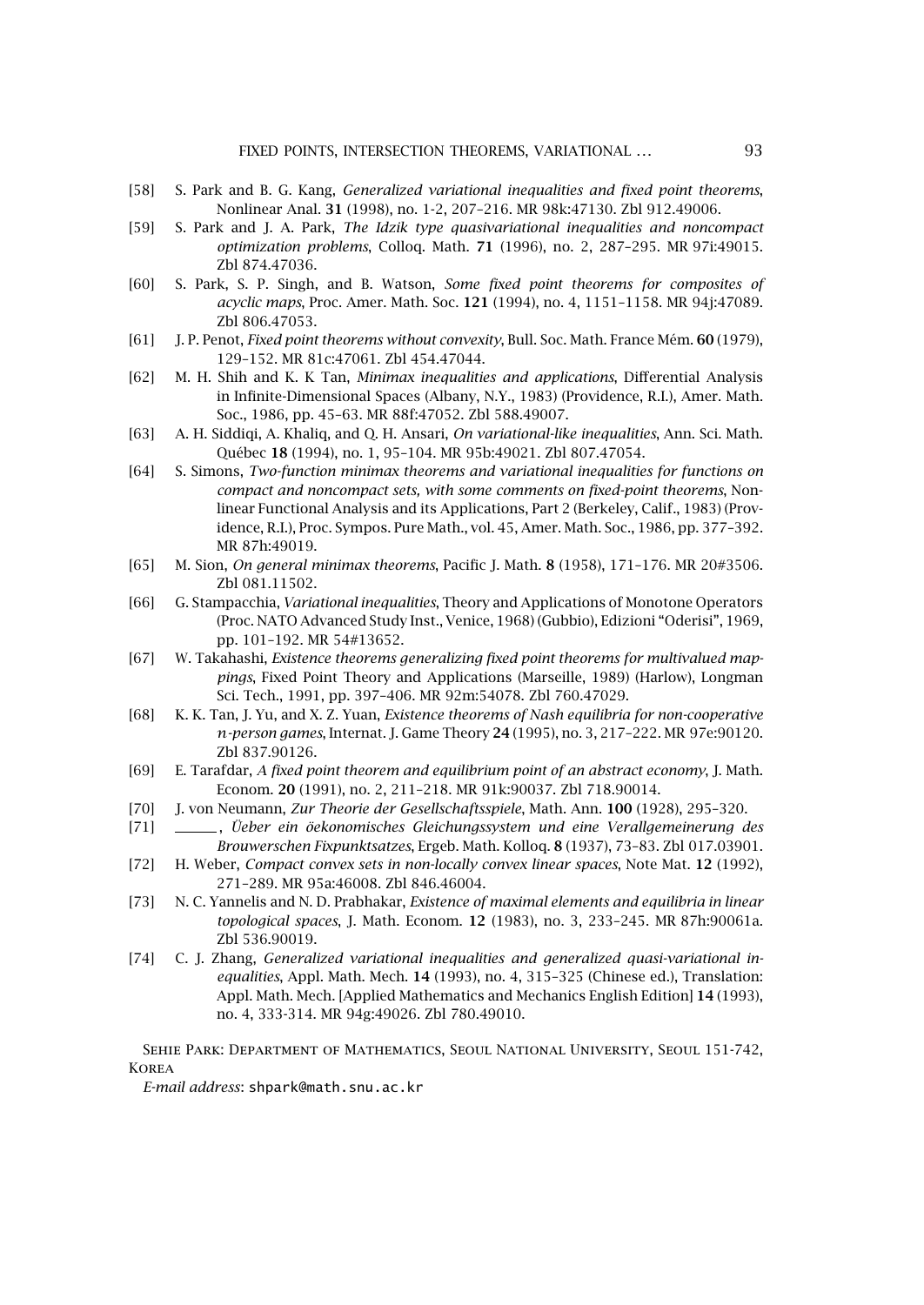[58] S. Park and B. G. Kang, *Generalized variational inequalities and fixed point theorems*, Nonlinear Anal. **31** (1998), no. 1-2, 207–216. MR 98k:47130. Zbl 912.49006.

[59] S. Park and J. A. Park, *The Idzik type quasivariational inequalities and noncompact optimization problems*, Colloq. Math. **71** (1996), no. 2, 287–295. MR 97i:49015. Zbl 874.47036.

[60] S. Park, S. P. Singh, and B. Watson, *Some fixed point theorems for composites of acyclic maps*, Proc. Amer. Math. Soc. **121** (1994), no. 4, 1151–1158. MR 94j:47089. Zbl 806.47053.

[61] J. P. Penot, *Fixed point theorems without convexity*, Bull. Soc. Math. France Mém. **60** (1979), 129–152. MR 81c:47061. Zbl 454.47044.

[62] M. H. Shih and K. K Tan, *Minimax inequalities and applications*, Differential Analysis in Infinite-Dimensional Spaces (Albany, N.Y., 1983) (Providence, R.I.), Amer. Math. Soc., 1986, pp. 45–63. MR 88f:47052. Zbl 588.49007.

[63] A. H. Siddiqi, A. Khaliq, and Q. H. Ansari, *On variational-like inequalities*, Ann. Sci. Math. Québec **18** (1994), no. 1, 95–104. MR 95b:49021. Zbl 807.47054.

[64] S. Simons, *Two-function minimax theorems and variational inequalities for functions on compact and noncompact sets, with some comments on fixed-point theorems*, Nonlinear Functional Analysis and its Applications, Part 2 (Berkeley, Calif., 1983) (Providence, R.I.), Proc. Sympos. Pure Math., vol. 45, Amer. Math. Soc., 1986, pp. 377–392. MR 87h:49019.

[65] M. Sion, *On general minimax theorems*, Pacific J. Math. **8** (1958), 171–176. MR 20#3506. Zbl 081.11502.

[66] G. Stampacchia, *Variational inequalities*, Theory and Applications of Monotone Operators (Proc. NATO Advanced Study Inst., Venice, 1968) (Gubbio), Edizioni "Oderisi", 1969, pp. 101–192. MR 54#13652.

[67] W. Takahashi, *Existence theorems generalizing fixed point theorems for multivalued mappings*, Fixed Point Theory and Applications (Marseille, 1989) (Harlow), Longman Sci. Tech., 1991, pp. 397–406. MR 92m:54078. Zbl 760.47029.

[68] K. K. Tan, J. Yu, and X. Z. Yuan, *Existence theorems of Nash equilibria for non-cooperative $n$-person games*, Internat. J. Game Theory **24** (1995), no. 3, 217–222. MR 97e:90120. Zbl 837.90126.

[69] E. Tarafdar, *A fixed point theorem and equilibrium point of an abstract economy*, J. Math. Econom. **20** (1991), no. 2, 211–218. MR 91k:90037. Zbl 718.90014.

[70] J. von Neumann, *Zur Theorie der Gesellschaftsspiele*, Math. Ann. **100** (1928), 295–320.

[71] ______, *Üeber ein öekonomisches Gleichungssystem und eine Verallgemeinerung des Brouwerschen Fixpunktsatzes*, Ergeb. Math. Kolloq. **8** (1937), 73–83. Zbl 017.03901.

[72] H. Weber, *Compact convex sets in non-locally convex linear spaces*, Note Mat. **12** (1992), 271–289. MR 95a:46008. Zbl 846.46004.

[73] N. C. Yannelis and N. D. Prabhakar, *Existence of maximal elements and equilibria in linear topological spaces*, J. Math. Econom. **12** (1983), no. 3, 233–245. MR 87h:90061a. Zbl 536.90019.

[74] C. J. Zhang, *Generalized variational inequalities and generalized quasi-variational inequalities*, Appl. Math. Mech. **14** (1993), no. 4, 315–325 (Chinese ed.), Translation: Appl. Math. Mech. [Applied Mathematics and Mechanics English Edition] **14** (1993), no. 4, 333-314. MR 94g:49026. Zbl 780.49010.

Sehie Park: Department of Mathematics, Seoul National University, Seoul 151-742, Korea

*E-mail address*: shpark@math.snu.ac.kr